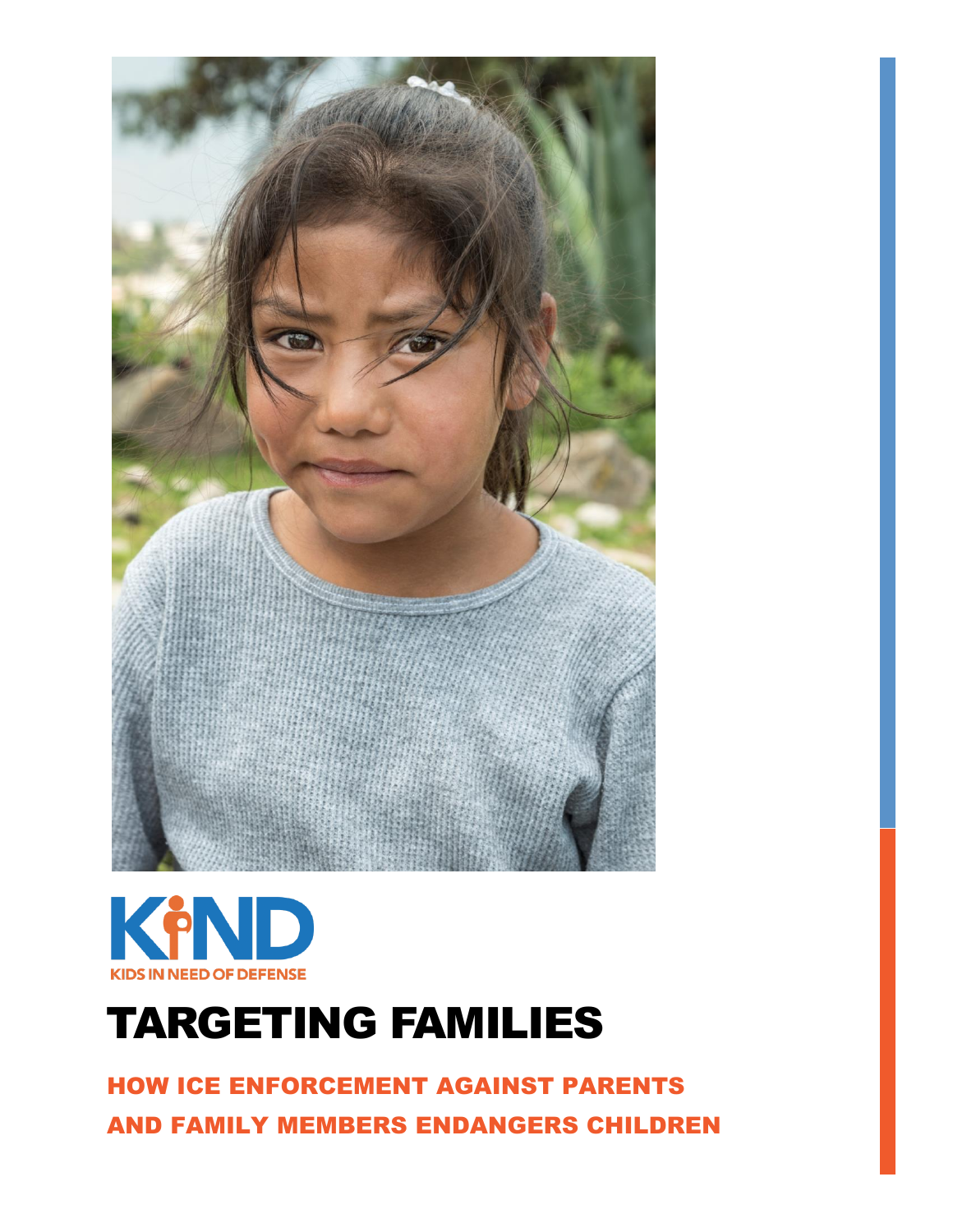KIND

KIDS IN NEED OF DEFENSE

# TARGETING FAMILIES

## HOW ICE ENFORCEMENT AGAINST PARENTS AND FAMILY MEMBERS ENDANGERS CHILDREN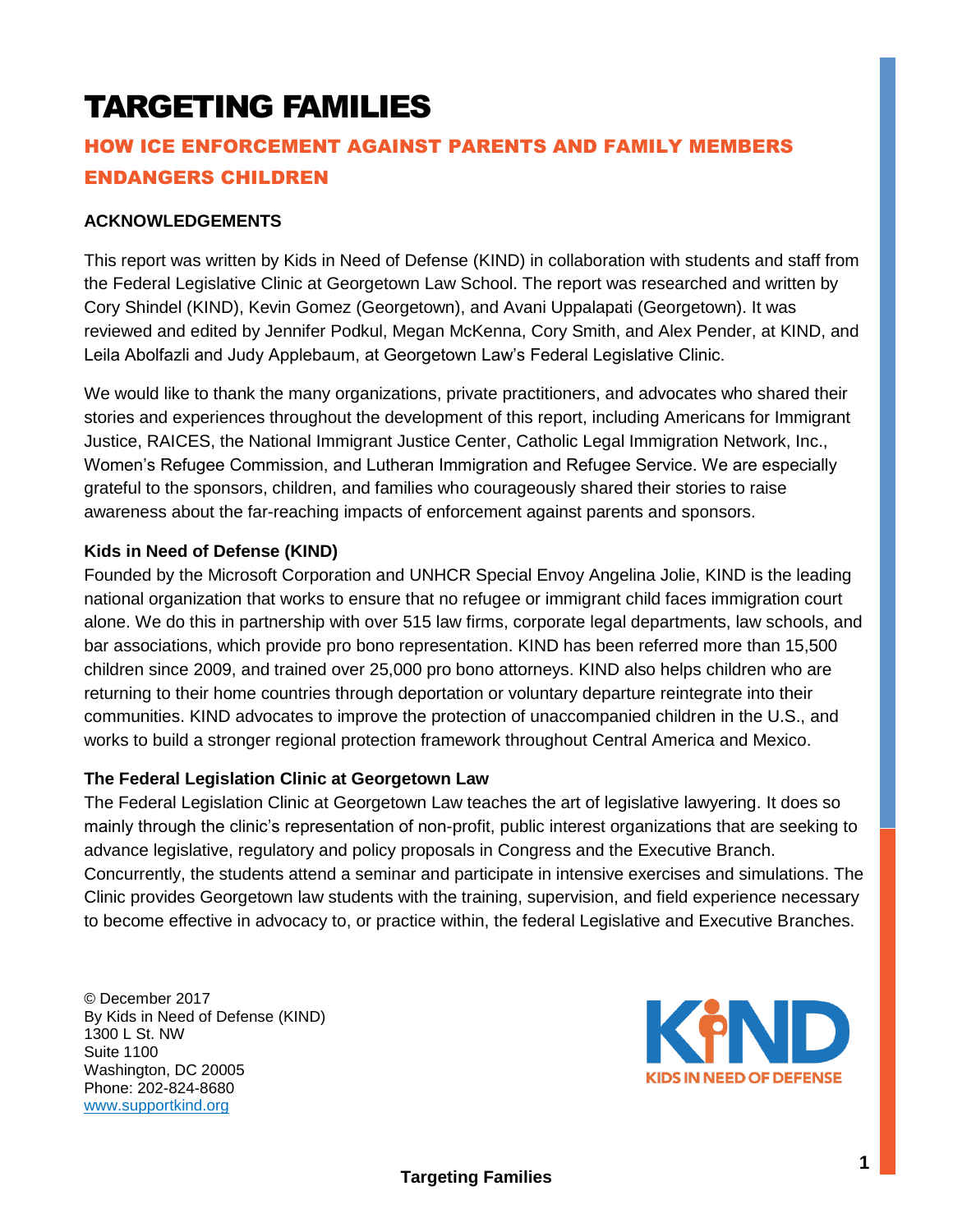# TARGETING FAMILIES

## HOW ICE ENFORCEMENT AGAINST PARENTS AND FAMILY MEMBERS ENDANGERS CHILDREN

### ACKNOWLEDGEMENTS

This report was written by Kids in Need of Defense (KIND) in collaboration with students and staff from the Federal Legislative Clinic at Georgetown Law School. The report was researched and written by Cory Shindel (KIND), Kevin Gomez (Georgetown), and Avani Uppalapati (Georgetown). It was reviewed and edited by Jennifer Podkul, Megan McKenna, Cory Smith, and Alex Pender, at KIND, and Leila Abolfazli and Judy Applebaum, at Georgetown Law's Federal Legislative Clinic.

We would like to thank the many organizations, private practitioners, and advocates who shared their stories and experiences throughout the development of this report, including Americans for Immigrant Justice, RAICES, the National Immigrant Justice Center, Catholic Legal Immigration Network, Inc., Women's Refugee Commission, and Lutheran Immigration and Refugee Service. We are especially grateful to the sponsors, children, and families who courageously shared their stories to raise awareness about the far-reaching impacts of enforcement against parents and sponsors.

**Kids in Need of Defense (KIND)**
Founded by the Microsoft Corporation and UNHCR Special Envoy Angelina Jolie, KIND is the leading national organization that works to ensure that no refugee or immigrant child faces immigration court alone. We do this in partnership with over 515 law firms, corporate legal departments, law schools, and bar associations, which provide pro bono representation. KIND has been referred more than 15,500 children since 2009, and trained over 25,000 pro bono attorneys. KIND also helps children who are returning to their home countries through deportation or voluntary departure reintegrate into their communities. KIND advocates to improve the protection of unaccompanied children in the U.S., and works to build a stronger regional protection framework throughout Central America and Mexico.

**The Federal Legislation Clinic at Georgetown Law**
The Federal Legislation Clinic at Georgetown Law teaches the art of legislative lawyering. It does so mainly through the clinic's representation of non-profit, public interest organizations that are seeking to advance legislative, regulatory and policy proposals in Congress and the Executive Branch. Concurrently, the students attend a seminar and participate in intensive exercises and simulations. The Clinic provides Georgetown law students with the training, supervision, and field experience necessary to become effective in advocacy to, or practice within, the federal Legislative and Executive Branches.

© December 2017
By Kids in Need of Defense (KIND)
1300 L St. NW
Suite 1100
Washington, DC 20005
Phone: 202-824-8680
www.supportkind.org

KIND
KIDS IN NEED OF DEFENSE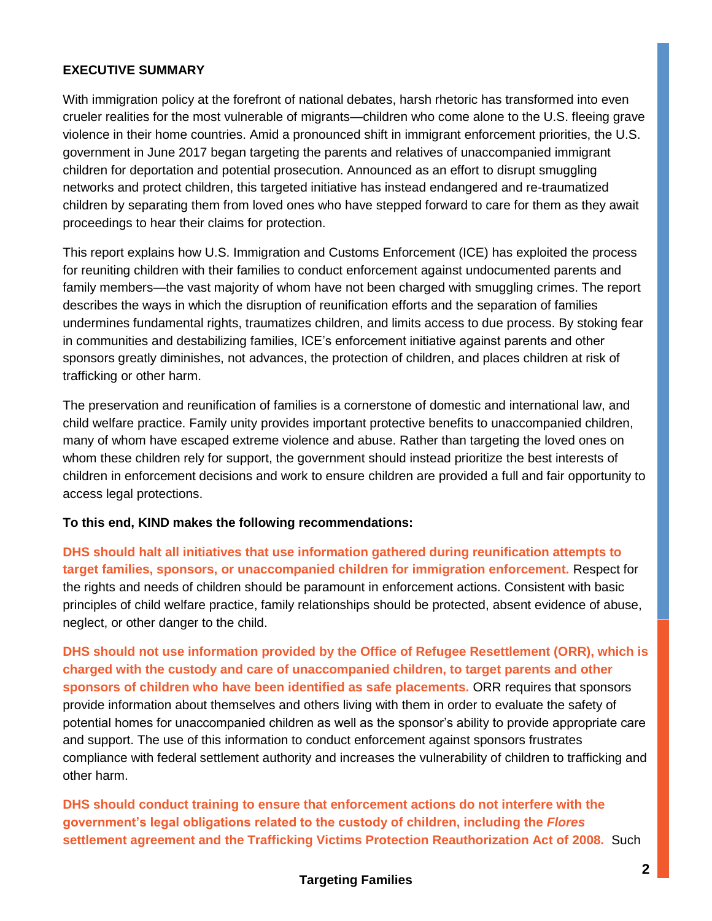## EXECUTIVE SUMMARY

With immigration policy at the forefront of national debates, harsh rhetoric has transformed into even crueler realities for the most vulnerable of migrants—children who come alone to the U.S. fleeing grave violence in their home countries. Amid a pronounced shift in immigrant enforcement priorities, the U.S. government in June 2017 began targeting the parents and relatives of unaccompanied immigrant children for deportation and potential prosecution. Announced as an effort to disrupt smuggling networks and protect children, this targeted initiative has instead endangered and re-traumatized children by separating them from loved ones who have stepped forward to care for them as they await proceedings to hear their claims for protection.

This report explains how U.S. Immigration and Customs Enforcement (ICE) has exploited the process for reuniting children with their families to conduct enforcement against undocumented parents and family members—the vast majority of whom have not been charged with smuggling crimes. The report describes the ways in which the disruption of reunification efforts and the separation of families undermines fundamental rights, traumatizes children, and limits access to due process. By stoking fear in communities and destabilizing families, ICE's enforcement initiative against parents and other sponsors greatly diminishes, not advances, the protection of children, and places children at risk of trafficking or other harm.

The preservation and reunification of families is a cornerstone of domestic and international law, and child welfare practice. Family unity provides important protective benefits to unaccompanied children, many of whom have escaped extreme violence and abuse. Rather than targeting the loved ones on whom these children rely for support, the government should instead prioritize the best interests of children in enforcement decisions and work to ensure children are provided a full and fair opportunity to access legal protections.

**To this end, KIND makes the following recommendations:**

**DHS should halt all initiatives that use information gathered during reunification attempts to target families, sponsors, or unaccompanied children for immigration enforcement.** Respect for the rights and needs of children should be paramount in enforcement actions. Consistent with basic principles of child welfare practice, family relationships should be protected, absent evidence of abuse, neglect, or other danger to the child.

**DHS should not use information provided by the Office of Refugee Resettlement (ORR), which is charged with the custody and care of unaccompanied children, to target parents and other sponsors of children who have been identified as safe placements.** ORR requires that sponsors provide information about themselves and others living with them in order to evaluate the safety of potential homes for unaccompanied children as well as the sponsor's ability to provide appropriate care and support. The use of this information to conduct enforcement against sponsors frustrates compliance with federal settlement authority and increases the vulnerability of children to trafficking and other harm.

**DHS should conduct training to ensure that enforcement actions do not interfere with the government's legal obligations related to the custody of children, including the *Flores* settlement agreement and the Trafficking Victims Protection Reauthorization Act of 2008.** Such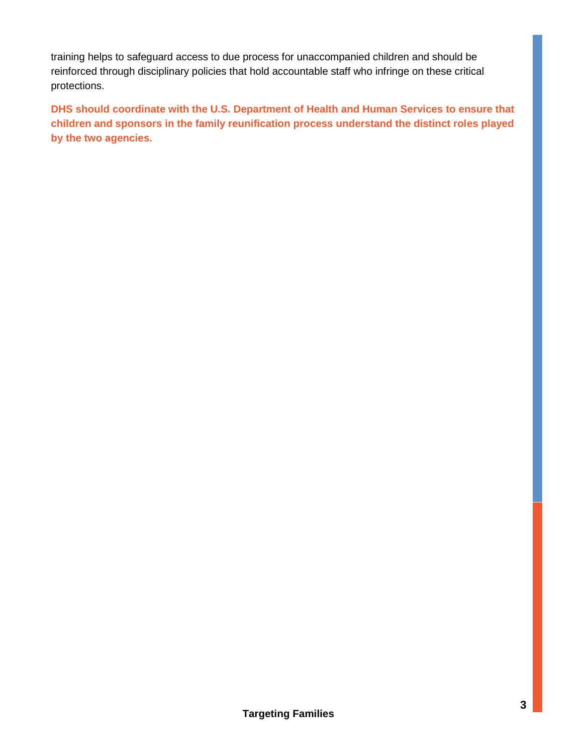training helps to safeguard access to due process for unaccompanied children and should be reinforced through disciplinary policies that hold accountable staff who infringe on these critical protections.

**DHS should coordinate with the U.S. Department of Health and Human Services to ensure that children and sponsors in the family reunification process understand the distinct roles played by the two agencies.**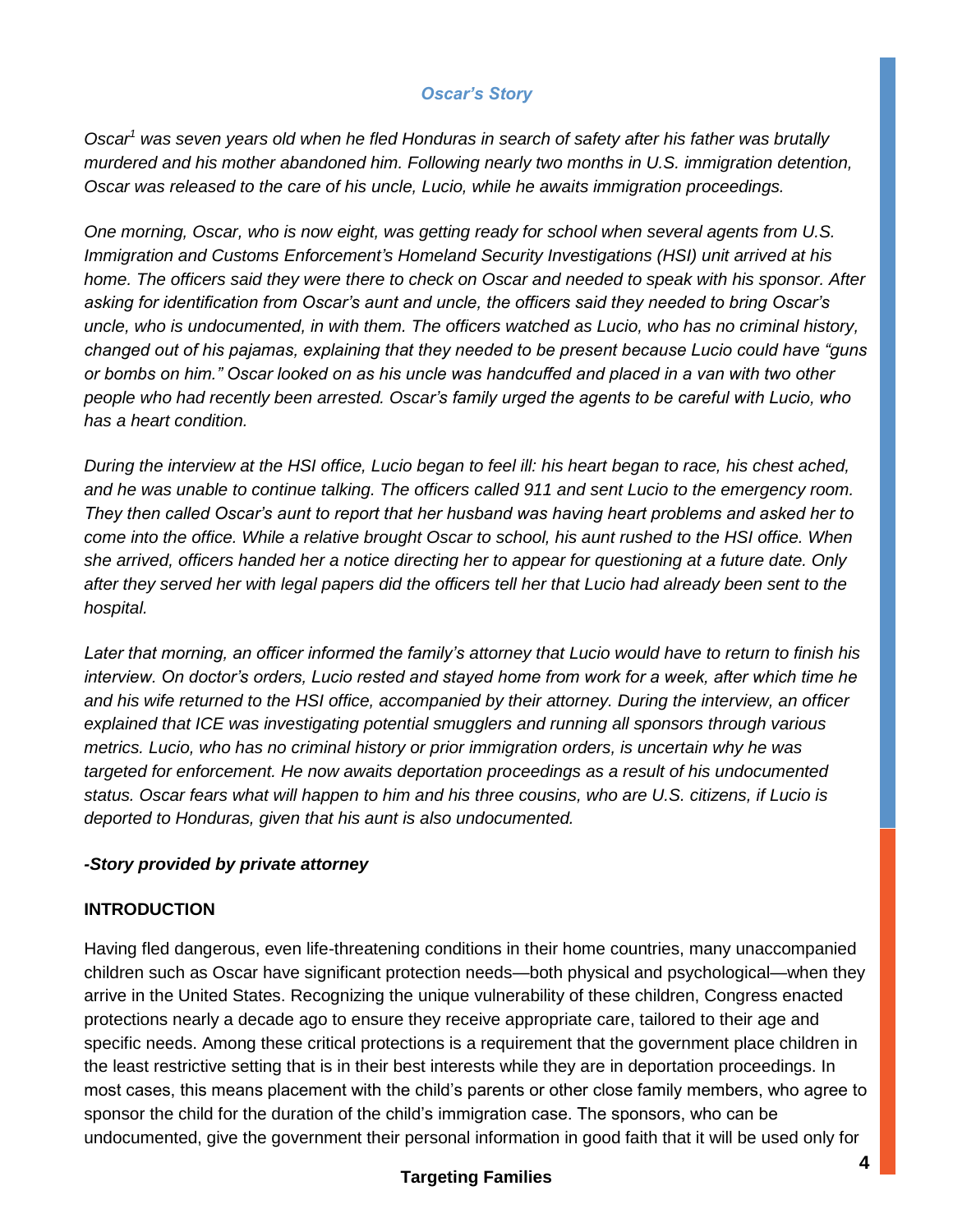### *Oscar's Story*

*Oscar[1] was seven years old when he fled Honduras in search of safety after his father was brutally murdered and his mother abandoned him. Following nearly two months in U.S. immigration detention, Oscar was released to the care of his uncle, Lucio, while he awaits immigration proceedings.*

*One morning, Oscar, who is now eight, was getting ready for school when several agents from U.S. Immigration and Customs Enforcement's Homeland Security Investigations (HSI) unit arrived at his home. The officers said they were there to check on Oscar and needed to speak with his sponsor. After asking for identification from Oscar's aunt and uncle, the officers said they needed to bring Oscar's uncle, who is undocumented, in with them. The officers watched as Lucio, who has no criminal history, changed out of his pajamas, explaining that they needed to be present because Lucio could have "guns or bombs on him." Oscar looked on as his uncle was handcuffed and placed in a van with two other people who had recently been arrested. Oscar's family urged the agents to be careful with Lucio, who has a heart condition.*

*During the interview at the HSI office, Lucio began to feel ill: his heart began to race, his chest ached, and he was unable to continue talking. The officers called 911 and sent Lucio to the emergency room. They then called Oscar's aunt to report that her husband was having heart problems and asked her to come into the office. While a relative brought Oscar to school, his aunt rushed to the HSI office. When she arrived, officers handed her a notice directing her to appear for questioning at a future date. Only after they served her with legal papers did the officers tell her that Lucio had already been sent to the hospital.*

*Later that morning, an officer informed the family's attorney that Lucio would have to return to finish his interview. On doctor's orders, Lucio rested and stayed home from work for a week, after which time he and his wife returned to the HSI office, accompanied by their attorney. During the interview, an officer explained that ICE was investigating potential smugglers and running all sponsors through various metrics. Lucio, who has no criminal history or prior immigration orders, is uncertain why he was targeted for enforcement. He now awaits deportation proceedings as a result of his undocumented status. Oscar fears what will happen to him and his three cousins, who are U.S. citizens, if Lucio is deported to Honduras, given that his aunt is also undocumented.*

***-Story provided by private attorney***

## INTRODUCTION

Having fled dangerous, even life-threatening conditions in their home countries, many unaccompanied children such as Oscar have significant protection needs—both physical and psychological—when they arrive in the United States. Recognizing the unique vulnerability of these children, Congress enacted protections nearly a decade ago to ensure they receive appropriate care, tailored to their age and specific needs. Among these critical protections is a requirement that the government place children in the least restrictive setting that is in their best interests while they are in deportation proceedings. In most cases, this means placement with the child's parents or other close family members, who agree to sponsor the child for the duration of the child's immigration case. The sponsors, who can be undocumented, give the government their personal information in good faith that it will be used only for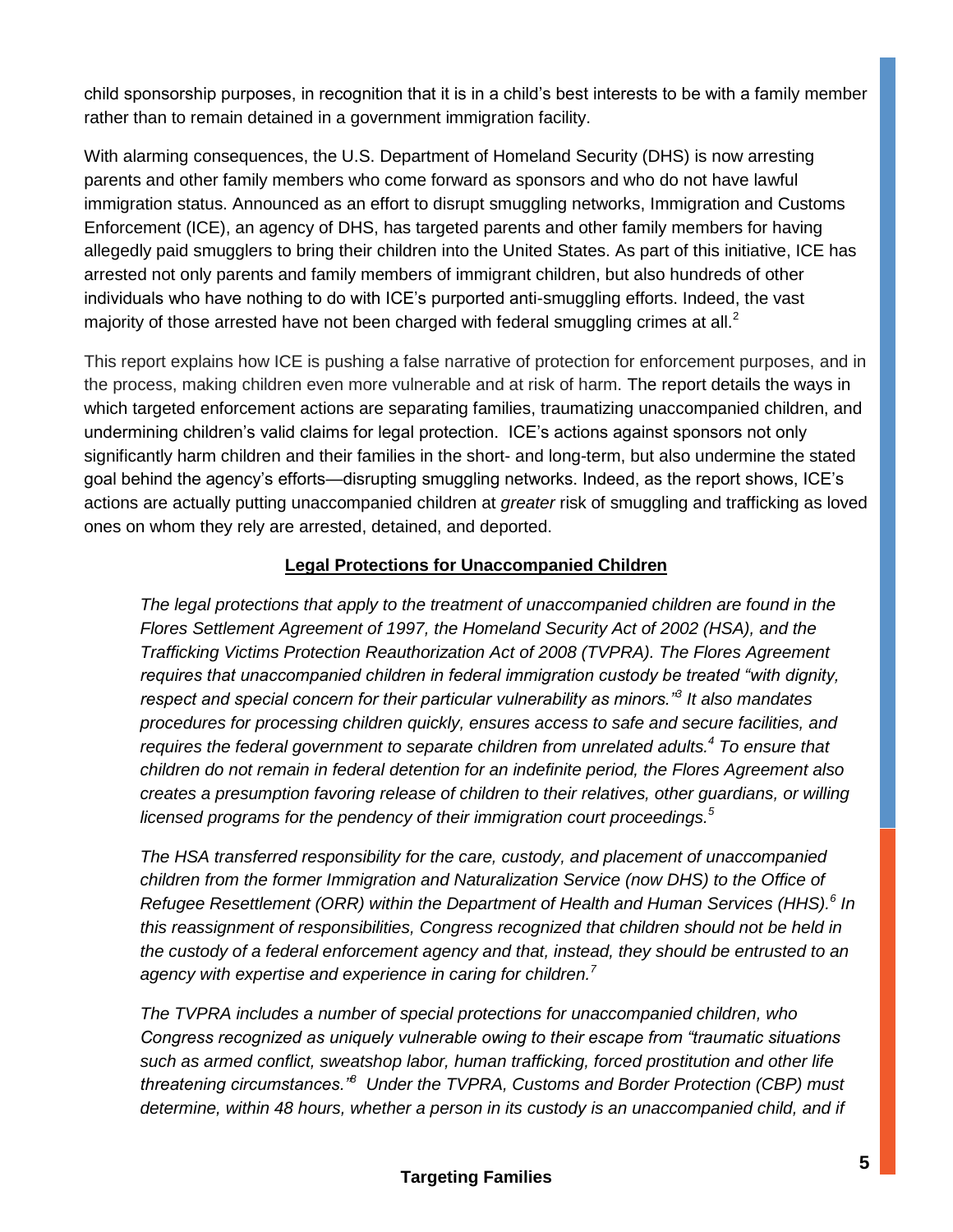child sponsorship purposes, in recognition that it is in a child's best interests to be with a family member rather than to remain detained in a government immigration facility.

With alarming consequences, the U.S. Department of Homeland Security (DHS) is now arresting parents and other family members who come forward as sponsors and who do not have lawful immigration status. Announced as an effort to disrupt smuggling networks, Immigration and Customs Enforcement (ICE), an agency of DHS, has targeted parents and other family members for having allegedly paid smugglers to bring their children into the United States. As part of this initiative, ICE has arrested not only parents and family members of immigrant children, but also hundreds of other individuals who have nothing to do with ICE's purported anti-smuggling efforts. Indeed, the vast majority of those arrested have not been charged with federal smuggling crimes at all.[2]

This report explains how ICE is pushing a false narrative of protection for enforcement purposes, and in the process, making children even more vulnerable and at risk of harm. The report details the ways in which targeted enforcement actions are separating families, traumatizing unaccompanied children, and undermining children's valid claims for legal protection. ICE's actions against sponsors not only significantly harm children and their families in the short- and long-term, but also undermine the stated goal behind the agency's efforts—disrupting smuggling networks. Indeed, as the report shows, ICE's actions are actually putting unaccompanied children at *greater* risk of smuggling and trafficking as loved ones on whom they rely are arrested, detained, and deported.

## **Legal Protections for Unaccompanied Children**

*The legal protections that apply to the treatment of unaccompanied children are found in the Flores Settlement Agreement of 1997, the Homeland Security Act of 2002 (HSA), and the Trafficking Victims Protection Reauthorization Act of 2008 (TVPRA). The Flores Agreement requires that unaccompanied children in federal immigration custody be treated "with dignity, respect and special concern for their particular vulnerability as minors."[3] It also mandates procedures for processing children quickly, ensures access to safe and secure facilities, and requires the federal government to separate children from unrelated adults.[4] To ensure that children do not remain in federal detention for an indefinite period, the Flores Agreement also creates a presumption favoring release of children to their relatives, other guardians, or willing licensed programs for the pendency of their immigration court proceedings.[5]*

*The HSA transferred responsibility for the care, custody, and placement of unaccompanied children from the former Immigration and Naturalization Service (now DHS) to the Office of Refugee Resettlement (ORR) within the Department of Health and Human Services (HHS).[6] In this reassignment of responsibilities, Congress recognized that children should not be held in the custody of a federal enforcement agency and that, instead, they should be entrusted to an agency with expertise and experience in caring for children.[7]*

*The TVPRA includes a number of special protections for unaccompanied children, who Congress recognized as uniquely vulnerable owing to their escape from "traumatic situations such as armed conflict, sweatshop labor, human trafficking, forced prostitution and other life threatening circumstances."[8] Under the TVPRA, Customs and Border Protection (CBP) must determine, within 48 hours, whether a person in its custody is an unaccompanied child, and if*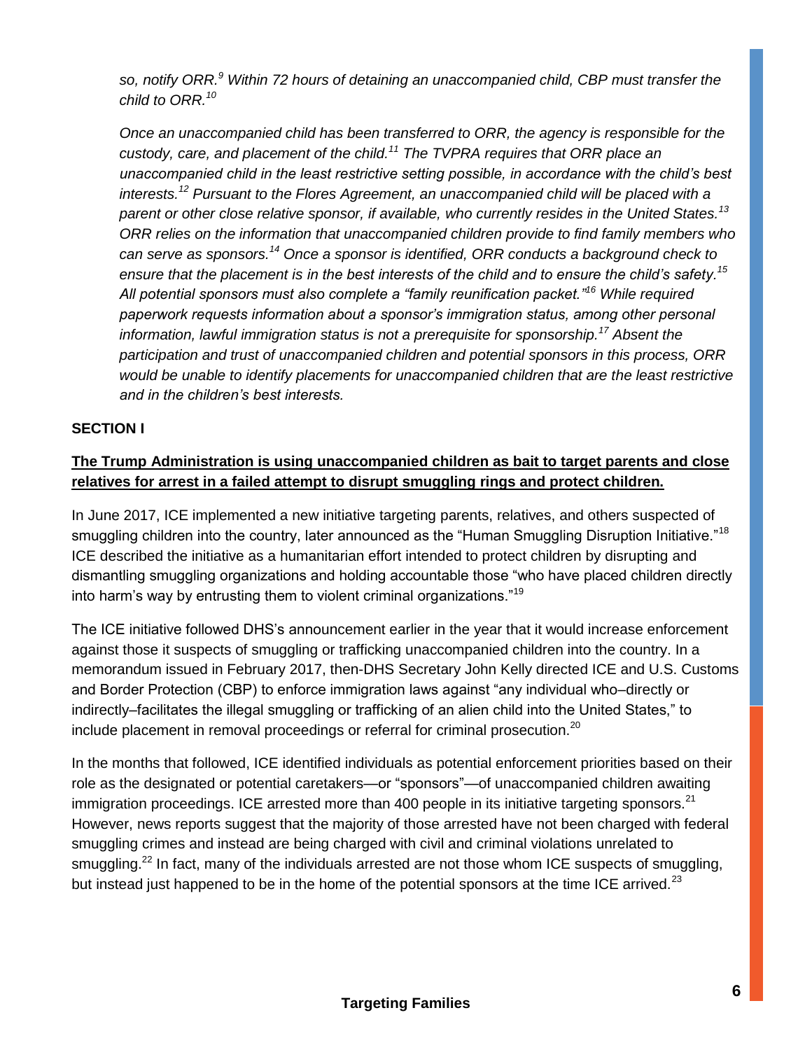*so, notify ORR.[9] Within 72 hours of detaining an unaccompanied child, CBP must transfer the child to ORR.[10]*

*Once an unaccompanied child has been transferred to ORR, the agency is responsible for the custody, care, and placement of the child.[11] The TVPRA requires that ORR place an unaccompanied child in the least restrictive setting possible, in accordance with the child's best interests.[12] Pursuant to the Flores Agreement, an unaccompanied child will be placed with a parent or other close relative sponsor, if available, who currently resides in the United States.[13] ORR relies on the information that unaccompanied children provide to find family members who can serve as sponsors.[14] Once a sponsor is identified, ORR conducts a background check to ensure that the placement is in the best interests of the child and to ensure the child's safety.[15] All potential sponsors must also complete a "family reunification packet."[16] While required paperwork requests information about a sponsor's immigration status, among other personal information, lawful immigration status is not a prerequisite for sponsorship.[17] Absent the participation and trust of unaccompanied children and potential sponsors in this process, ORR would be unable to identify placements for unaccompanied children that are the least restrictive and in the children's best interests.*

## SECTION I

**The Trump Administration is using unaccompanied children as bait to target parents and close relatives for arrest in a failed attempt to disrupt smuggling rings and protect children.**

In June 2017, ICE implemented a new initiative targeting parents, relatives, and others suspected of smuggling children into the country, later announced as the "Human Smuggling Disruption Initiative."[18] ICE described the initiative as a humanitarian effort intended to protect children by disrupting and dismantling smuggling organizations and holding accountable those "who have placed children directly into harm's way by entrusting them to violent criminal organizations."[19]

The ICE initiative followed DHS's announcement earlier in the year that it would increase enforcement against those it suspects of smuggling or trafficking unaccompanied children into the country. In a memorandum issued in February 2017, then-DHS Secretary John Kelly directed ICE and U.S. Customs and Border Protection (CBP) to enforce immigration laws against "any individual who–directly or indirectly–facilitates the illegal smuggling or trafficking of an alien child into the United States," to include placement in removal proceedings or referral for criminal prosecution.[20]

In the months that followed, ICE identified individuals as potential enforcement priorities based on their role as the designated or potential caretakers—or "sponsors"—of unaccompanied children awaiting immigration proceedings. ICE arrested more than 400 people in its initiative targeting sponsors.[21] However, news reports suggest that the majority of those arrested have not been charged with federal smuggling crimes and instead are being charged with civil and criminal violations unrelated to smuggling.[22] In fact, many of the individuals arrested are not those whom ICE suspects of smuggling, but instead just happened to be in the home of the potential sponsors at the time ICE arrived.[23]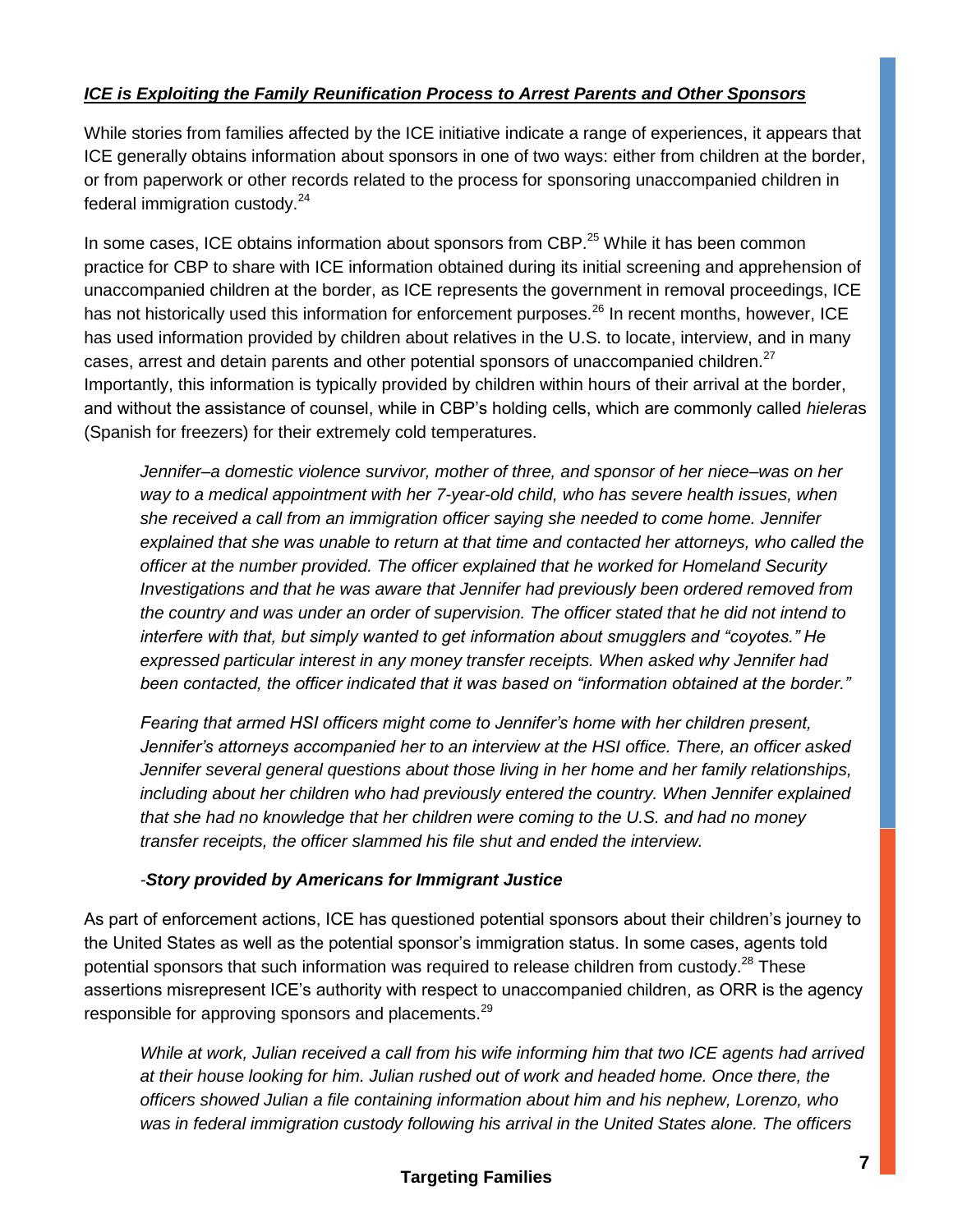***ICE is Exploiting the Family Reunification Process to Arrest Parents and Other Sponsors***

While stories from families affected by the ICE initiative indicate a range of experiences, it appears that ICE generally obtains information about sponsors in one of two ways: either from children at the border, or from paperwork or other records related to the process for sponsoring unaccompanied children in federal immigration custody.[24]

In some cases, ICE obtains information about sponsors from CBP.[25] While it has been common practice for CBP to share with ICE information obtained during its initial screening and apprehension of unaccompanied children at the border, as ICE represents the government in removal proceedings, ICE has not historically used this information for enforcement purposes.[26] In recent months, however, ICE has used information provided by children about relatives in the U.S. to locate, interview, and in many cases, arrest and detain parents and other potential sponsors of unaccompanied children.[27] Importantly, this information is typically provided by children within hours of their arrival at the border, and without the assistance of counsel, while in CBP's holding cells, which are commonly called *hieleras* (Spanish for freezers) for their extremely cold temperatures.

> *Jennifer–a domestic violence survivor, mother of three, and sponsor of her niece–was on her way to a medical appointment with her 7-year-old child, who has severe health issues, when she received a call from an immigration officer saying she needed to come home. Jennifer explained that she was unable to return at that time and contacted her attorneys, who called the officer at the number provided. The officer explained that he worked for Homeland Security Investigations and that he was aware that Jennifer had previously been ordered removed from the country and was under an order of supervision. The officer stated that he did not intend to interfere with that, but simply wanted to get information about smugglers and "coyotes." He expressed particular interest in any money transfer receipts. When asked why Jennifer had been contacted, the officer indicated that it was based on "information obtained at the border."*
>
> *Fearing that armed HSI officers might come to Jennifer's home with her children present, Jennifer's attorneys accompanied her to an interview at the HSI office. There, an officer asked Jennifer several general questions about those living in her home and her family relationships, including about her children who had previously entered the country. When Jennifer explained that she had no knowledge that her children were coming to the U.S. and had no money transfer receipts, the officer slammed his file shut and ended the interview.*
>
> -***Story provided by Americans for Immigrant Justice***

As part of enforcement actions, ICE has questioned potential sponsors about their children's journey to the United States as well as the potential sponsor's immigration status. In some cases, agents told potential sponsors that such information was required to release children from custody.[28] These assertions misrepresent ICE's authority with respect to unaccompanied children, as ORR is the agency responsible for approving sponsors and placements.[29]

> *While at work, Julian received a call from his wife informing him that two ICE agents had arrived at their house looking for him. Julian rushed out of work and headed home. Once there, the officers showed Julian a file containing information about him and his nephew, Lorenzo, who was in federal immigration custody following his arrival in the United States alone. The officers*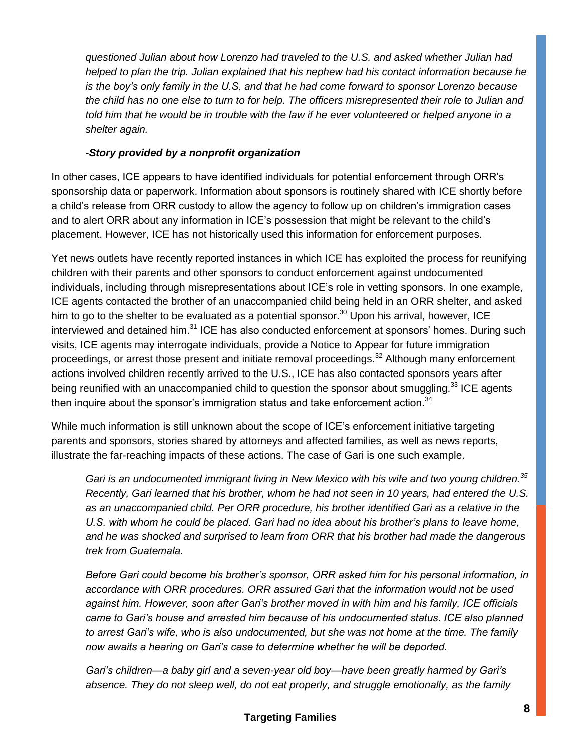*questioned Julian about how Lorenzo had traveled to the U.S. and asked whether Julian had helped to plan the trip. Julian explained that his nephew had his contact information because he is the boy's only family in the U.S. and that he had come forward to sponsor Lorenzo because the child has no one else to turn to for help. The officers misrepresented their role to Julian and told him that he would be in trouble with the law if he ever volunteered or helped anyone in a shelter again.*

***-Story provided by a nonprofit organization***

In other cases, ICE appears to have identified individuals for potential enforcement through ORR's sponsorship data or paperwork. Information about sponsors is routinely shared with ICE shortly before a child's release from ORR custody to allow the agency to follow up on children's immigration cases and to alert ORR about any information in ICE's possession that might be relevant to the child's placement. However, ICE has not historically used this information for enforcement purposes.

Yet news outlets have recently reported instances in which ICE has exploited the process for reunifying children with their parents and other sponsors to conduct enforcement against undocumented individuals, including through misrepresentations about ICE's role in vetting sponsors. In one example, ICE agents contacted the brother of an unaccompanied child being held in an ORR shelter, and asked him to go to the shelter to be evaluated as a potential sponsor.[30] Upon his arrival, however, ICE interviewed and detained him.[31] ICE has also conducted enforcement at sponsors' homes. During such visits, ICE agents may interrogate individuals, provide a Notice to Appear for future immigration proceedings, or arrest those present and initiate removal proceedings.[32] Although many enforcement actions involved children recently arrived to the U.S., ICE has also contacted sponsors years after being reunified with an unaccompanied child to question the sponsor about smuggling.[33] ICE agents then inquire about the sponsor's immigration status and take enforcement action.[34]

While much information is still unknown about the scope of ICE's enforcement initiative targeting parents and sponsors, stories shared by attorneys and affected families, as well as news reports, illustrate the far-reaching impacts of these actions. The case of Gari is one such example.

*Gari is an undocumented immigrant living in New Mexico with his wife and two young children.[35] Recently, Gari learned that his brother, whom he had not seen in 10 years, had entered the U.S. as an unaccompanied child. Per ORR procedure, his brother identified Gari as a relative in the U.S. with whom he could be placed. Gari had no idea about his brother's plans to leave home, and he was shocked and surprised to learn from ORR that his brother had made the dangerous trek from Guatemala.*

*Before Gari could become his brother's sponsor, ORR asked him for his personal information, in accordance with ORR procedures. ORR assured Gari that the information would not be used against him. However, soon after Gari's brother moved in with him and his family, ICE officials came to Gari's house and arrested him because of his undocumented status. ICE also planned to arrest Gari's wife, who is also undocumented, but she was not home at the time. The family now awaits a hearing on Gari's case to determine whether he will be deported.*

*Gari's children—a baby girl and a seven-year old boy—have been greatly harmed by Gari's absence. They do not sleep well, do not eat properly, and struggle emotionally, as the family*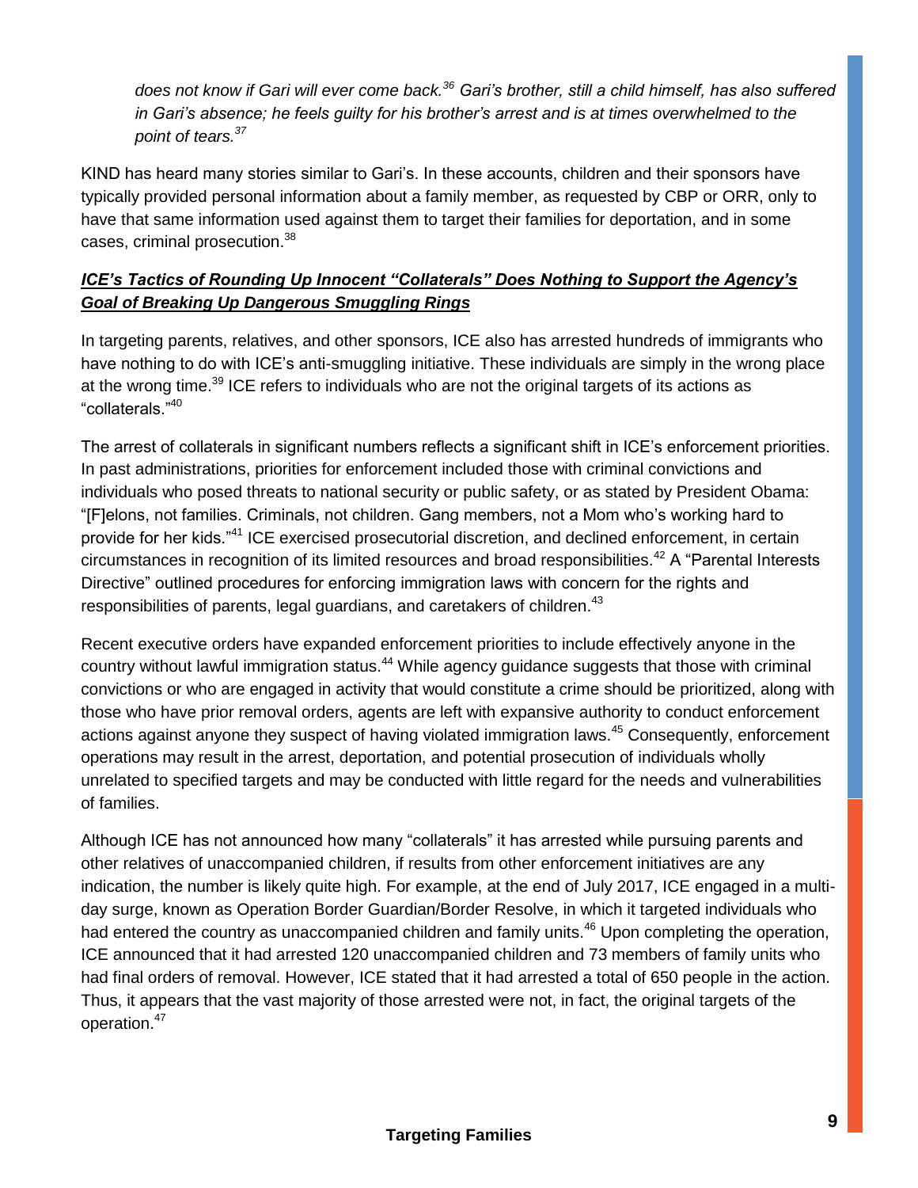*does not know if Gari will ever come back.[36] Gari's brother, still a child himself, has also suffered in Gari's absence; he feels guilty for his brother's arrest and is at times overwhelmed to the point of tears.[37]*

KIND has heard many stories similar to Gari's. In these accounts, children and their sponsors have typically provided personal information about a family member, as requested by CBP or ORR, only to have that same information used against them to target their families for deportation, and in some cases, criminal prosecution.[38]

***<u>ICE's Tactics of Rounding Up Innocent "Collaterals" Does Nothing to Support the Agency's Goal of Breaking Up Dangerous Smuggling Rings</u>***

In targeting parents, relatives, and other sponsors, ICE also has arrested hundreds of immigrants who have nothing to do with ICE's anti-smuggling initiative. These individuals are simply in the wrong place at the wrong time.[39] ICE refers to individuals who are not the original targets of its actions as "collaterals."[40]

The arrest of collaterals in significant numbers reflects a significant shift in ICE's enforcement priorities. In past administrations, priorities for enforcement included those with criminal convictions and individuals who posed threats to national security or public safety, or as stated by President Obama: "[F]elons, not families. Criminals, not children. Gang members, not a Mom who's working hard to provide for her kids."[41] ICE exercised prosecutorial discretion, and declined enforcement, in certain circumstances in recognition of its limited resources and broad responsibilities.[42] A "Parental Interests Directive" outlined procedures for enforcing immigration laws with concern for the rights and responsibilities of parents, legal guardians, and caretakers of children.[43]

Recent executive orders have expanded enforcement priorities to include effectively anyone in the country without lawful immigration status.[44] While agency guidance suggests that those with criminal convictions or who are engaged in activity that would constitute a crime should be prioritized, along with those who have prior removal orders, agents are left with expansive authority to conduct enforcement actions against anyone they suspect of having violated immigration laws.[45] Consequently, enforcement operations may result in the arrest, deportation, and potential prosecution of individuals wholly unrelated to specified targets and may be conducted with little regard for the needs and vulnerabilities of families.

Although ICE has not announced how many "collaterals" it has arrested while pursuing parents and other relatives of unaccompanied children, if results from other enforcement initiatives are any indication, the number is likely quite high. For example, at the end of July 2017, ICE engaged in a multi-day surge, known as Operation Border Guardian/Border Resolve, in which it targeted individuals who had entered the country as unaccompanied children and family units.[46] Upon completing the operation, ICE announced that it had arrested 120 unaccompanied children and 73 members of family units who had final orders of removal. However, ICE stated that it had arrested a total of 650 people in the action. Thus, it appears that the vast majority of those arrested were not, in fact, the original targets of the operation.[47]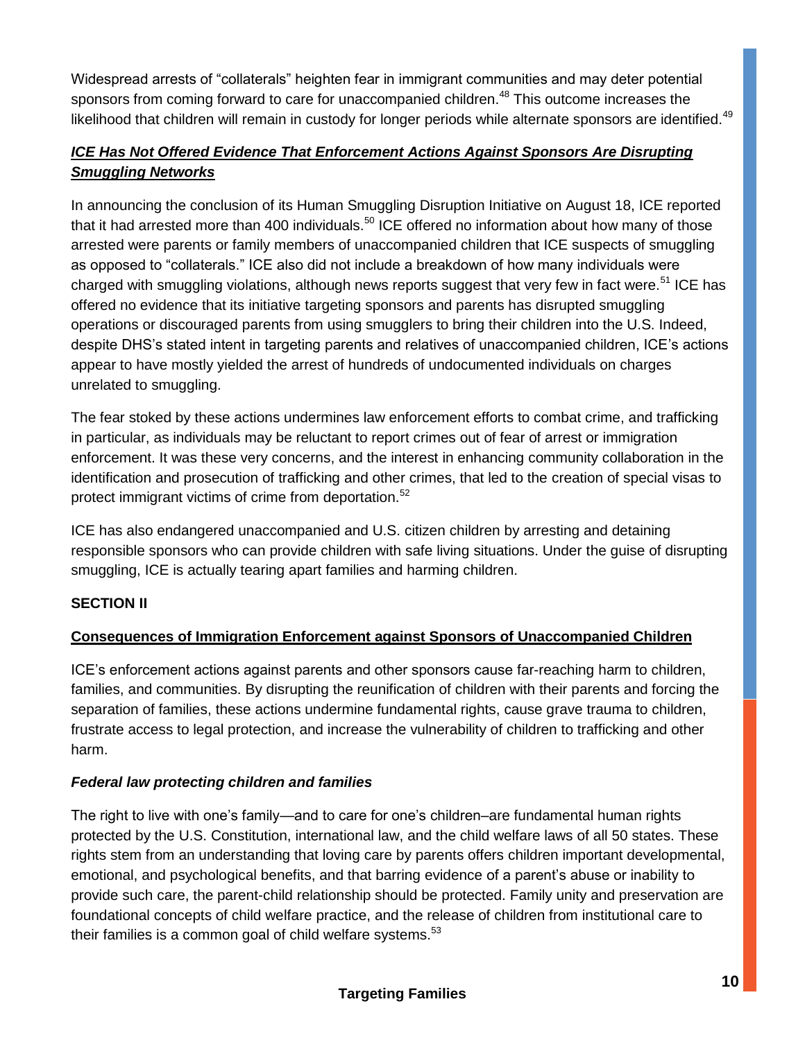Widespread arrests of "collaterals" heighten fear in immigrant communities and may deter potential sponsors from coming forward to care for unaccompanied children.[48] This outcome increases the likelihood that children will remain in custody for longer periods while alternate sponsors are identified.[49]

### ***ICE Has Not Offered Evidence That Enforcement Actions Against Sponsors Are Disrupting Smuggling Networks***

In announcing the conclusion of its Human Smuggling Disruption Initiative on August 18, ICE reported that it had arrested more than 400 individuals.[50] ICE offered no information about how many of those arrested were parents or family members of unaccompanied children that ICE suspects of smuggling as opposed to "collaterals." ICE also did not include a breakdown of how many individuals were charged with smuggling violations, although news reports suggest that very few in fact were.[51] ICE has offered no evidence that its initiative targeting sponsors and parents has disrupted smuggling operations or discouraged parents from using smugglers to bring their children into the U.S. Indeed, despite DHS's stated intent in targeting parents and relatives of unaccompanied children, ICE's actions appear to have mostly yielded the arrest of hundreds of undocumented individuals on charges unrelated to smuggling.

The fear stoked by these actions undermines law enforcement efforts to combat crime, and trafficking in particular, as individuals may be reluctant to report crimes out of fear of arrest or immigration enforcement. It was these very concerns, and the interest in enhancing community collaboration in the identification and prosecution of trafficking and other crimes, that led to the creation of special visas to protect immigrant victims of crime from deportation.[52]

ICE has also endangered unaccompanied and U.S. citizen children by arresting and detaining responsible sponsors who can provide children with safe living situations. Under the guise of disrupting smuggling, ICE is actually tearing apart families and harming children.

## SECTION II

### Consequences of Immigration Enforcement against Sponsors of Unaccompanied Children

ICE's enforcement actions against parents and other sponsors cause far-reaching harm to children, families, and communities. By disrupting the reunification of children with their parents and forcing the separation of families, these actions undermine fundamental rights, cause grave trauma to children, frustrate access to legal protection, and increase the vulnerability of children to trafficking and other harm.

### *Federal law protecting children and families*

The right to live with one's family—and to care for one's children–are fundamental human rights protected by the U.S. Constitution, international law, and the child welfare laws of all 50 states. These rights stem from an understanding that loving care by parents offers children important developmental, emotional, and psychological benefits, and that barring evidence of a parent's abuse or inability to provide such care, the parent-child relationship should be protected. Family unity and preservation are foundational concepts of child welfare practice, and the release of children from institutional care to their families is a common goal of child welfare systems.[53]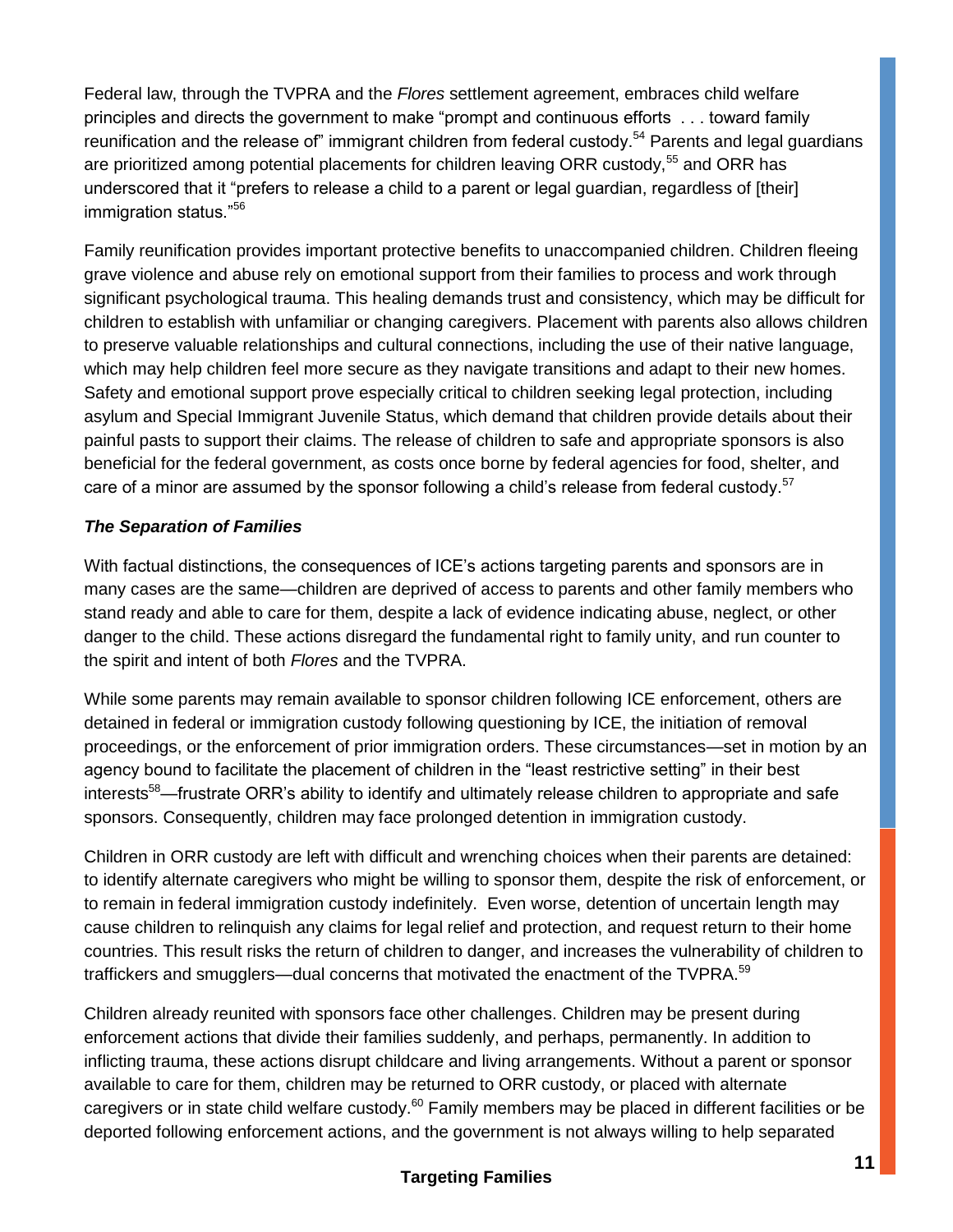Federal law, through the TVPRA and the *Flores* settlement agreement, embraces child welfare principles and directs the government to make "prompt and continuous efforts . . . toward family reunification and the release of" immigrant children from federal custody.[54] Parents and legal guardians are prioritized among potential placements for children leaving ORR custody,[55] and ORR has underscored that it "prefers to release a child to a parent or legal guardian, regardless of [their] immigration status."[56]

Family reunification provides important protective benefits to unaccompanied children. Children fleeing grave violence and abuse rely on emotional support from their families to process and work through significant psychological trauma. This healing demands trust and consistency, which may be difficult for children to establish with unfamiliar or changing caregivers. Placement with parents also allows children to preserve valuable relationships and cultural connections, including the use of their native language, which may help children feel more secure as they navigate transitions and adapt to their new homes. Safety and emotional support prove especially critical to children seeking legal protection, including asylum and Special Immigrant Juvenile Status, which demand that children provide details about their painful pasts to support their claims. The release of children to safe and appropriate sponsors is also beneficial for the federal government, as costs once borne by federal agencies for food, shelter, and care of a minor are assumed by the sponsor following a child's release from federal custody.[57]

### *The Separation of Families*

With factual distinctions, the consequences of ICE's actions targeting parents and sponsors are in many cases are the same—children are deprived of access to parents and other family members who stand ready and able to care for them, despite a lack of evidence indicating abuse, neglect, or other danger to the child. These actions disregard the fundamental right to family unity, and run counter to the spirit and intent of both *Flores* and the TVPRA.

While some parents may remain available to sponsor children following ICE enforcement, others are detained in federal or immigration custody following questioning by ICE, the initiation of removal proceedings, or the enforcement of prior immigration orders. These circumstances—set in motion by an agency bound to facilitate the placement of children in the "least restrictive setting" in their best interests[58]—frustrate ORR's ability to identify and ultimately release children to appropriate and safe sponsors. Consequently, children may face prolonged detention in immigration custody.

Children in ORR custody are left with difficult and wrenching choices when their parents are detained: to identify alternate caregivers who might be willing to sponsor them, despite the risk of enforcement, or to remain in federal immigration custody indefinitely. Even worse, detention of uncertain length may cause children to relinquish any claims for legal relief and protection, and request return to their home countries. This result risks the return of children to danger, and increases the vulnerability of children to traffickers and smugglers—dual concerns that motivated the enactment of the TVPRA.[59]

Children already reunited with sponsors face other challenges. Children may be present during enforcement actions that divide their families suddenly, and perhaps, permanently. In addition to inflicting trauma, these actions disrupt childcare and living arrangements. Without a parent or sponsor available to care for them, children may be returned to ORR custody, or placed with alternate caregivers or in state child welfare custody.[60] Family members may be placed in different facilities or be deported following enforcement actions, and the government is not always willing to help separated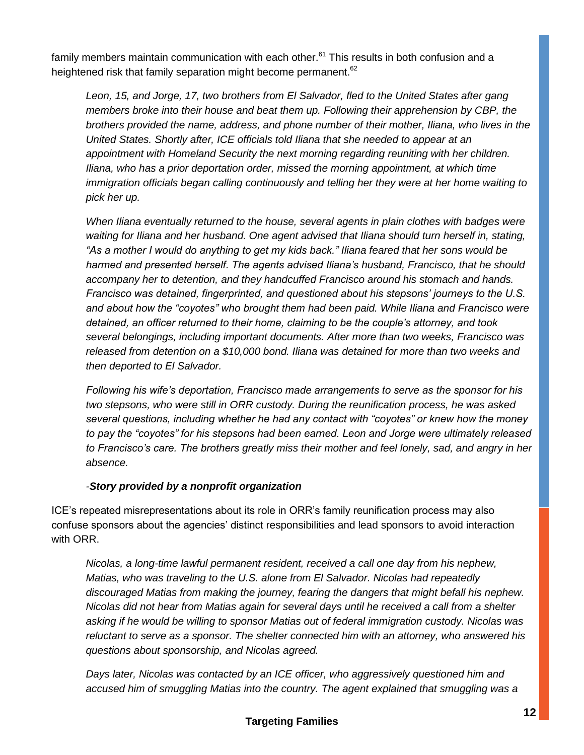family members maintain communication with each other.[61] This results in both confusion and a heightened risk that family separation might become permanent.[62]

> *Leon, 15, and Jorge, 17, two brothers from El Salvador, fled to the United States after gang members broke into their house and beat them up. Following their apprehension by CBP, the brothers provided the name, address, and phone number of their mother, Iliana, who lives in the United States. Shortly after, ICE officials told Iliana that she needed to appear at an appointment with Homeland Security the next morning regarding reuniting with her children. Iliana, who has a prior deportation order, missed the morning appointment, at which time immigration officials began calling continuously and telling her they were at her home waiting to pick her up.*
>
> *When Iliana eventually returned to the house, several agents in plain clothes with badges were waiting for Iliana and her husband. One agent advised that Iliana should turn herself in, stating, "As a mother I would do anything to get my kids back." Iliana feared that her sons would be harmed and presented herself. The agents advised Iliana's husband, Francisco, that he should accompany her to detention, and they handcuffed Francisco around his stomach and hands. Francisco was detained, fingerprinted, and questioned about his stepsons' journeys to the U.S. and about how the "coyotes" who brought them had been paid. While Iliana and Francisco were detained, an officer returned to their home, claiming to be the couple's attorney, and took several belongings, including important documents. After more than two weeks, Francisco was released from detention on a $10,000 bond. Iliana was detained for more than two weeks and then deported to El Salvador.*
>
> *Following his wife's deportation, Francisco made arrangements to serve as the sponsor for his two stepsons, who were still in ORR custody. During the reunification process, he was asked several questions, including whether he had any contact with "coyotes" or knew how the money to pay the "coyotes" for his stepsons had been earned. Leon and Jorge were ultimately released to Francisco's care. The brothers greatly miss their mother and feel lonely, sad, and angry in her absence.*
>
> *-**Story provided by a nonprofit organization***

ICE's repeated misrepresentations about its role in ORR's family reunification process may also confuse sponsors about the agencies' distinct responsibilities and lead sponsors to avoid interaction with ORR.

> *Nicolas, a long-time lawful permanent resident, received a call one day from his nephew, Matias, who was traveling to the U.S. alone from El Salvador. Nicolas had repeatedly discouraged Matias from making the journey, fearing the dangers that might befall his nephew. Nicolas did not hear from Matias again for several days until he received a call from a shelter asking if he would be willing to sponsor Matias out of federal immigration custody. Nicolas was reluctant to serve as a sponsor. The shelter connected him with an attorney, who answered his questions about sponsorship, and Nicolas agreed.*
>
> *Days later, Nicolas was contacted by an ICE officer, who aggressively questioned him and accused him of smuggling Matias into the country. The agent explained that smuggling was a*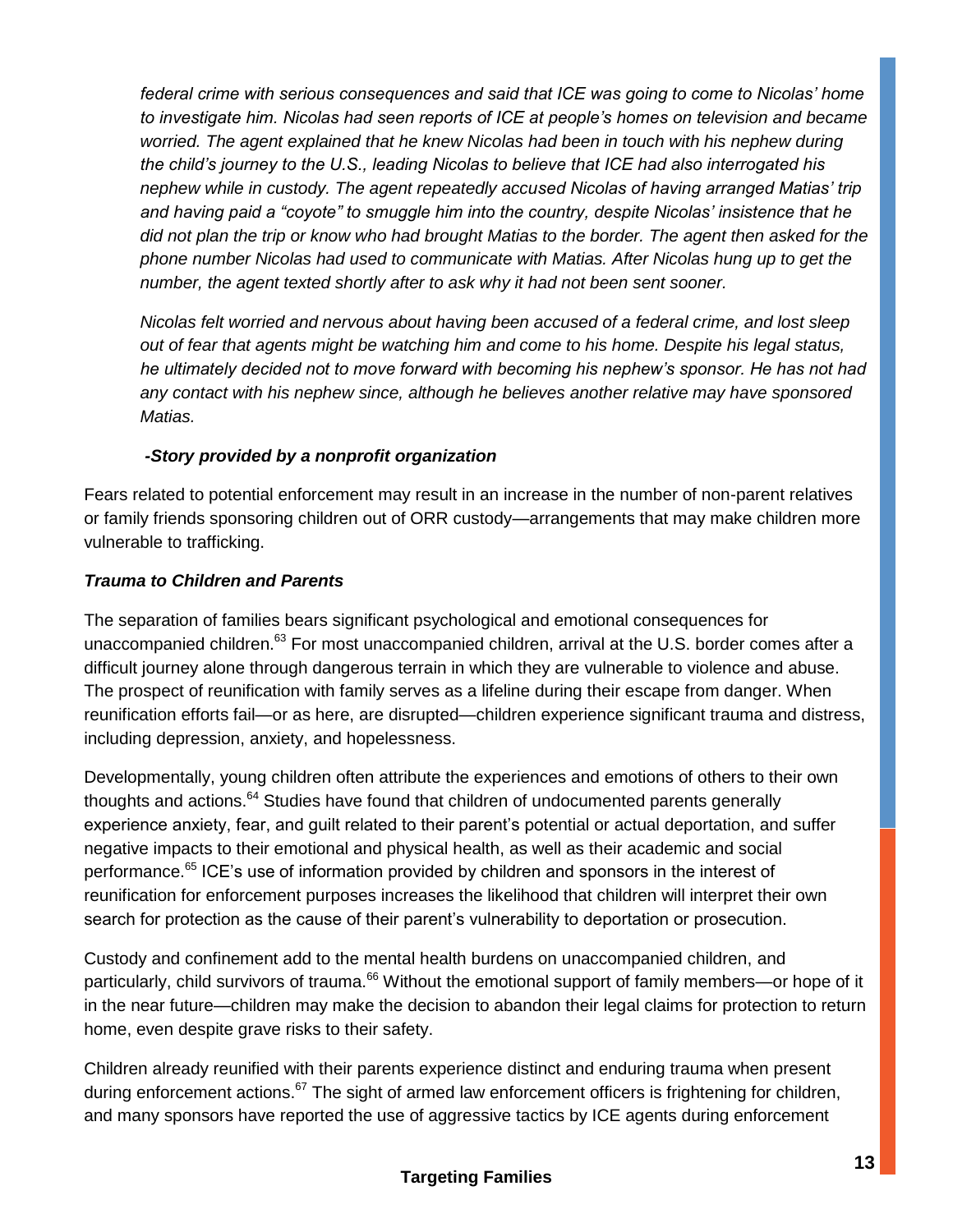*federal crime with serious consequences and said that ICE was going to come to Nicolas' home to investigate him. Nicolas had seen reports of ICE at people's homes on television and became worried. The agent explained that he knew Nicolas had been in touch with his nephew during the child's journey to the U.S., leading Nicolas to believe that ICE had also interrogated his nephew while in custody. The agent repeatedly accused Nicolas of having arranged Matias' trip and having paid a "coyote" to smuggle him into the country, despite Nicolas' insistence that he did not plan the trip or know who had brought Matias to the border. The agent then asked for the phone number Nicolas had used to communicate with Matias. After Nicolas hung up to get the number, the agent texted shortly after to ask why it had not been sent sooner.*

*Nicolas felt worried and nervous about having been accused of a federal crime, and lost sleep out of fear that agents might be watching him and come to his home. Despite his legal status, he ultimately decided not to move forward with becoming his nephew's sponsor. He has not had any contact with his nephew since, although he believes another relative may have sponsored Matias.*

***-Story provided by a nonprofit organization***

Fears related to potential enforcement may result in an increase in the number of non-parent relatives or family friends sponsoring children out of ORR custody—arrangements that may make children more vulnerable to trafficking.

***Trauma to Children and Parents***

The separation of families bears significant psychological and emotional consequences for unaccompanied children.[63] For most unaccompanied children, arrival at the U.S. border comes after a difficult journey alone through dangerous terrain in which they are vulnerable to violence and abuse. The prospect of reunification with family serves as a lifeline during their escape from danger. When reunification efforts fail—or as here, are disrupted—children experience significant trauma and distress, including depression, anxiety, and hopelessness.

Developmentally, young children often attribute the experiences and emotions of others to their own thoughts and actions.[64] Studies have found that children of undocumented parents generally experience anxiety, fear, and guilt related to their parent's potential or actual deportation, and suffer negative impacts to their emotional and physical health, as well as their academic and social performance.[65] ICE's use of information provided by children and sponsors in the interest of reunification for enforcement purposes increases the likelihood that children will interpret their own search for protection as the cause of their parent's vulnerability to deportation or prosecution.

Custody and confinement add to the mental health burdens on unaccompanied children, and particularly, child survivors of trauma.[66] Without the emotional support of family members—or hope of it in the near future—children may make the decision to abandon their legal claims for protection to return home, even despite grave risks to their safety.

Children already reunified with their parents experience distinct and enduring trauma when present during enforcement actions.[67] The sight of armed law enforcement officers is frightening for children, and many sponsors have reported the use of aggressive tactics by ICE agents during enforcement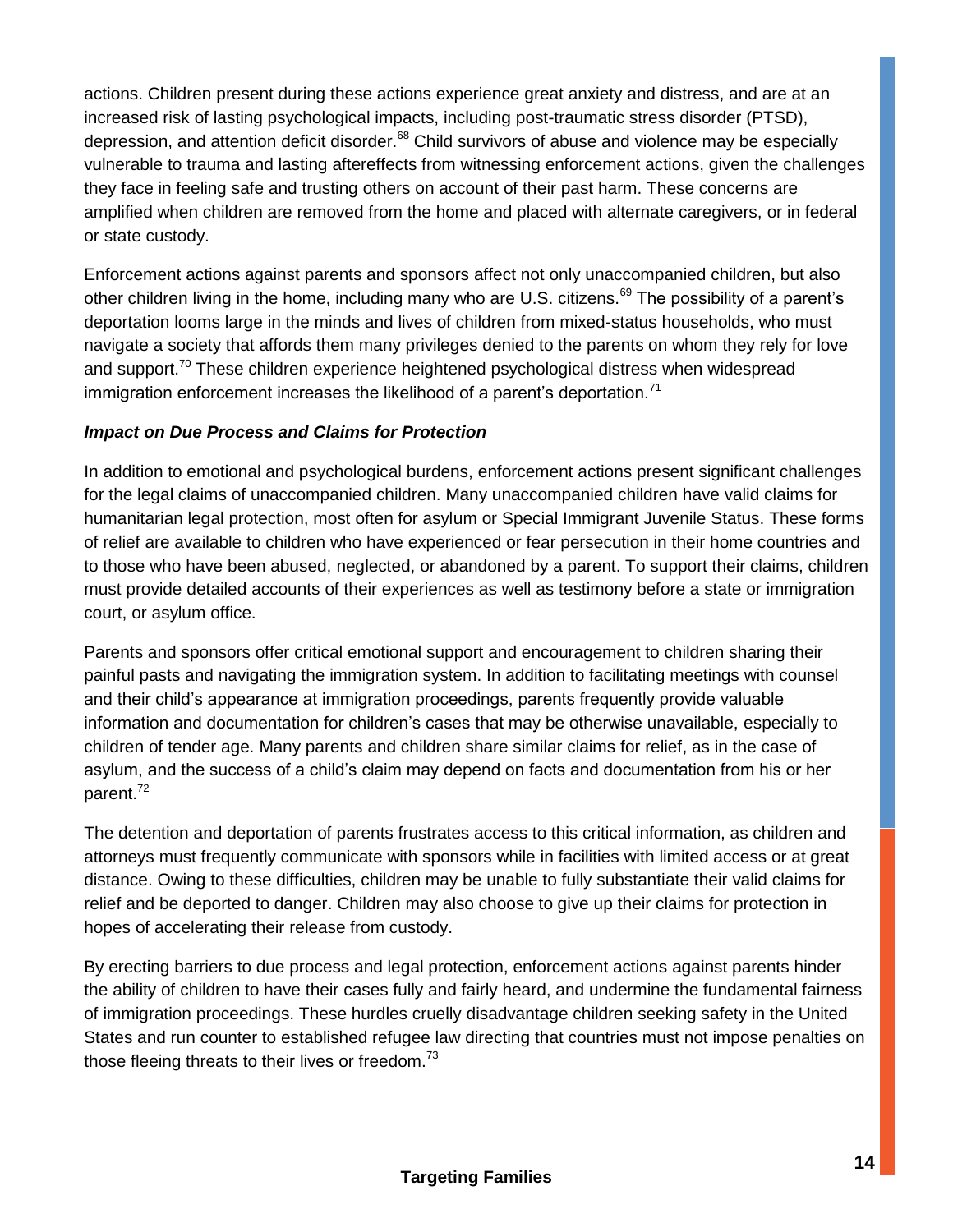actions. Children present during these actions experience great anxiety and distress, and are at an increased risk of lasting psychological impacts, including post-traumatic stress disorder (PTSD), depression, and attention deficit disorder.[68] Child survivors of abuse and violence may be especially vulnerable to trauma and lasting aftereffects from witnessing enforcement actions, given the challenges they face in feeling safe and trusting others on account of their past harm. These concerns are amplified when children are removed from the home and placed with alternate caregivers, or in federal or state custody.

Enforcement actions against parents and sponsors affect not only unaccompanied children, but also other children living in the home, including many who are U.S. citizens.[69] The possibility of a parent's deportation looms large in the minds and lives of children from mixed-status households, who must navigate a society that affords them many privileges denied to the parents on whom they rely for love and support.[70] These children experience heightened psychological distress when widespread immigration enforcement increases the likelihood of a parent's deportation.[71]

***Impact on Due Process and Claims for Protection***

In addition to emotional and psychological burdens, enforcement actions present significant challenges for the legal claims of unaccompanied children. Many unaccompanied children have valid claims for humanitarian legal protection, most often for asylum or Special Immigrant Juvenile Status. These forms of relief are available to children who have experienced or fear persecution in their home countries and to those who have been abused, neglected, or abandoned by a parent. To support their claims, children must provide detailed accounts of their experiences as well as testimony before a state or immigration court, or asylum office.

Parents and sponsors offer critical emotional support and encouragement to children sharing their painful pasts and navigating the immigration system. In addition to facilitating meetings with counsel and their child's appearance at immigration proceedings, parents frequently provide valuable information and documentation for children's cases that may be otherwise unavailable, especially to children of tender age. Many parents and children share similar claims for relief, as in the case of asylum, and the success of a child's claim may depend on facts and documentation from his or her parent.[72]

The detention and deportation of parents frustrates access to this critical information, as children and attorneys must frequently communicate with sponsors while in facilities with limited access or at great distance. Owing to these difficulties, children may be unable to fully substantiate their valid claims for relief and be deported to danger. Children may also choose to give up their claims for protection in hopes of accelerating their release from custody.

By erecting barriers to due process and legal protection, enforcement actions against parents hinder the ability of children to have their cases fully and fairly heard, and undermine the fundamental fairness of immigration proceedings. These hurdles cruelly disadvantage children seeking safety in the United States and run counter to established refugee law directing that countries must not impose penalties on those fleeing threats to their lives or freedom.[73]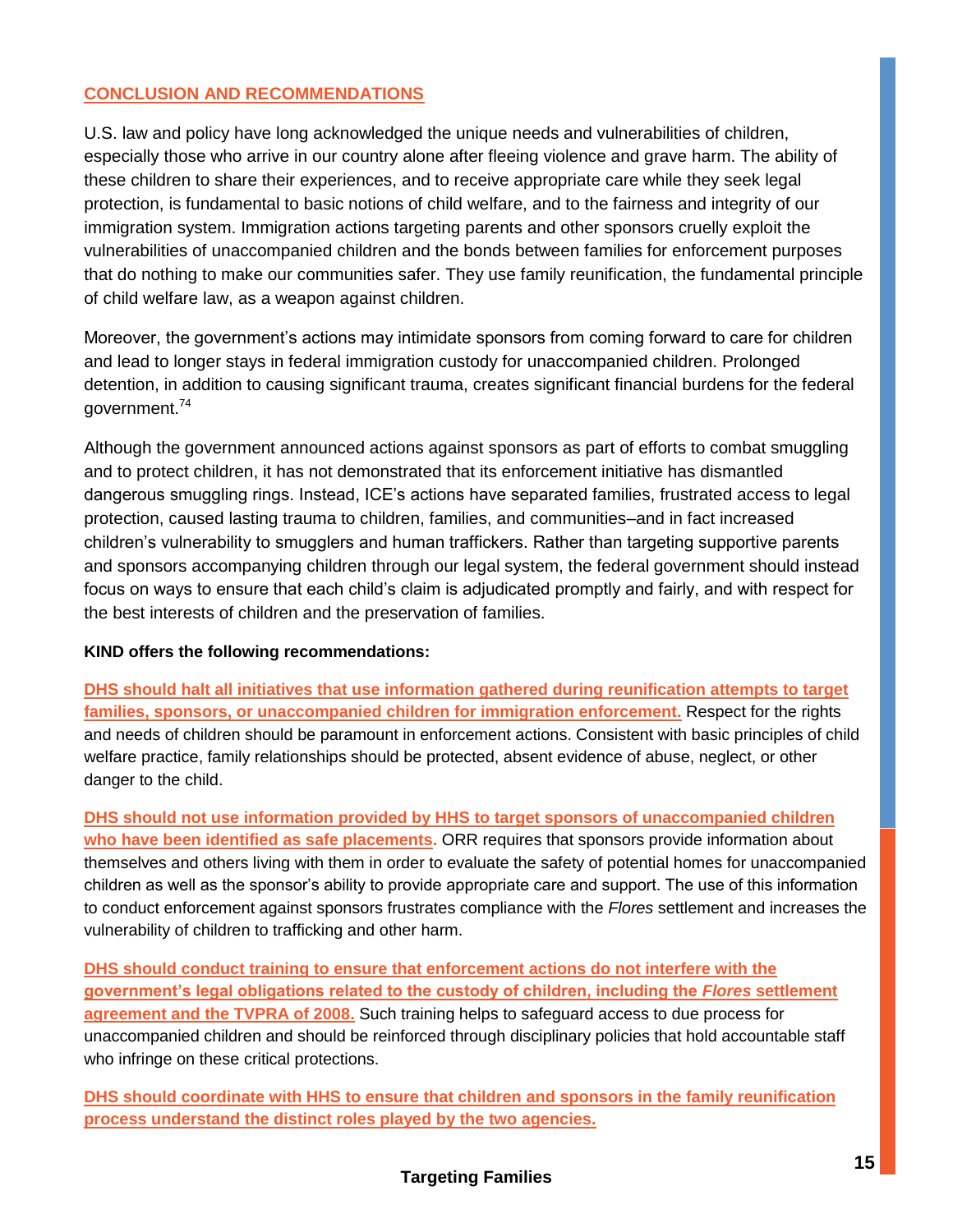## CONCLUSION AND RECOMMENDATIONS

U.S. law and policy have long acknowledged the unique needs and vulnerabilities of children, especially those who arrive in our country alone after fleeing violence and grave harm. The ability of these children to share their experiences, and to receive appropriate care while they seek legal protection, is fundamental to basic notions of child welfare, and to the fairness and integrity of our immigration system. Immigration actions targeting parents and other sponsors cruelly exploit the vulnerabilities of unaccompanied children and the bonds between families for enforcement purposes that do nothing to make our communities safer. They use family reunification, the fundamental principle of child welfare law, as a weapon against children.

Moreover, the government's actions may intimidate sponsors from coming forward to care for children and lead to longer stays in federal immigration custody for unaccompanied children. Prolonged detention, in addition to causing significant trauma, creates significant financial burdens for the federal government.[74]

Although the government announced actions against sponsors as part of efforts to combat smuggling and to protect children, it has not demonstrated that its enforcement initiative has dismantled dangerous smuggling rings. Instead, ICE's actions have separated families, frustrated access to legal protection, caused lasting trauma to children, families, and communities–and in fact increased children's vulnerability to smugglers and human traffickers. Rather than targeting supportive parents and sponsors accompanying children through our legal system, the federal government should instead focus on ways to ensure that each child's claim is adjudicated promptly and fairly, and with respect for the best interests of children and the preservation of families.

**KIND offers the following recommendations:**

**DHS should halt all initiatives that use information gathered during reunification attempts to target families, sponsors, or unaccompanied children for immigration enforcement.** Respect for the rights and needs of children should be paramount in enforcement actions. Consistent with basic principles of child welfare practice, family relationships should be protected, absent evidence of abuse, neglect, or other danger to the child.

**DHS should not use information provided by HHS to target sponsors of unaccompanied children who have been identified as safe placements.** ORR requires that sponsors provide information about themselves and others living with them in order to evaluate the safety of potential homes for unaccompanied children as well as the sponsor's ability to provide appropriate care and support. The use of this information to conduct enforcement against sponsors frustrates compliance with the *Flores* settlement and increases the vulnerability of children to trafficking and other harm.

**DHS should conduct training to ensure that enforcement actions do not interfere with the government's legal obligations related to the custody of children, including the *Flores* settlement agreement and the TVPRA of 2008.** Such training helps to safeguard access to due process for unaccompanied children and should be reinforced through disciplinary policies that hold accountable staff who infringe on these critical protections.

**DHS should coordinate with HHS to ensure that children and sponsors in the family reunification process understand the distinct roles played by the two agencies.**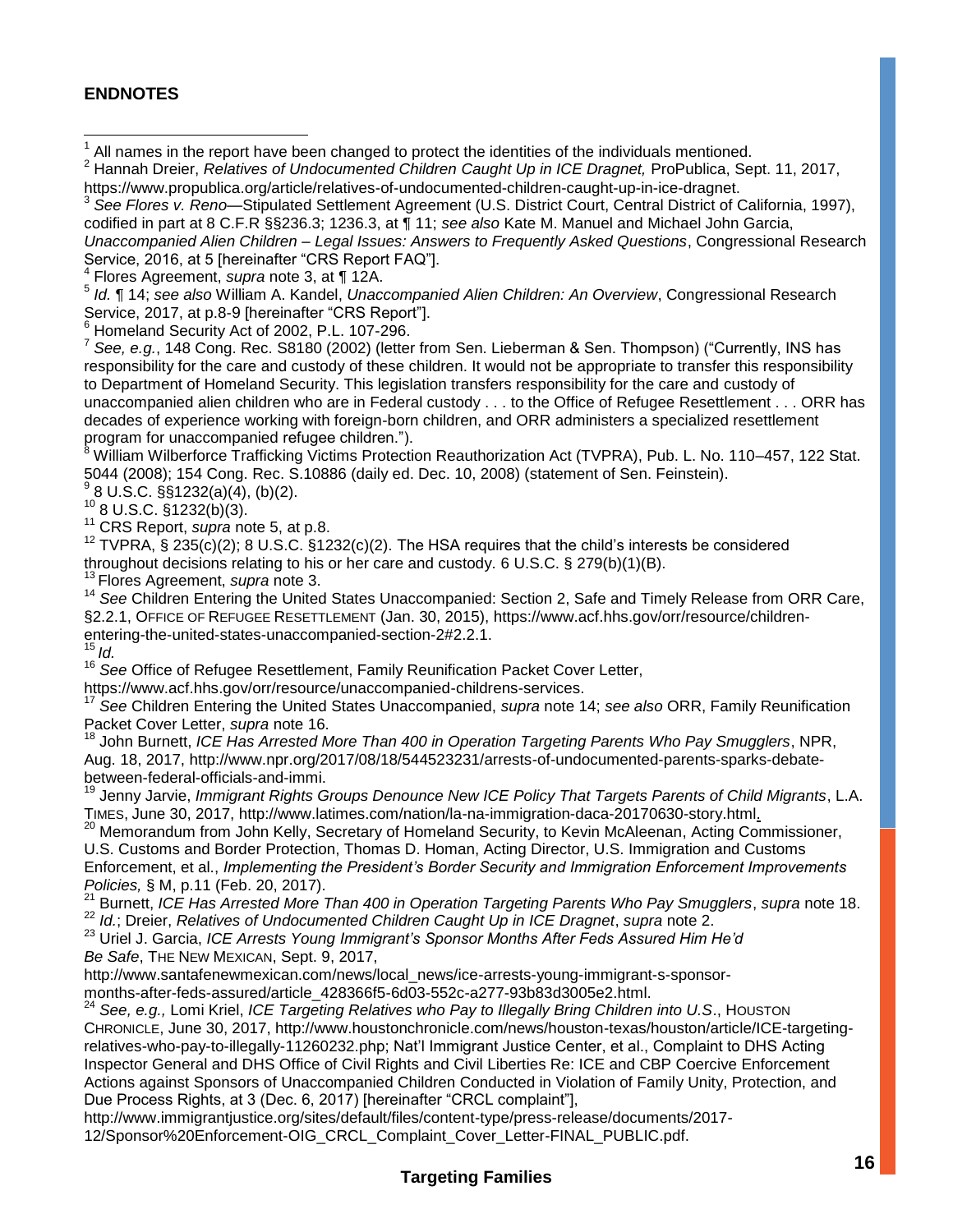**ENDNOTES**

[1] All names in the report have been changed to protect the identities of the individuals mentioned.

[2] Hannah Dreier, *Relatives of Undocumented Children Caught Up in ICE Dragnet,* ProPublica, Sept. 11, 2017, https://www.propublica.org/article/relatives-of-undocumented-children-caught-up-in-ice-dragnet.

[3] *See Flores v. Reno*—Stipulated Settlement Agreement (U.S. District Court, Central District of California, 1997), codified in part at 8 C.F.R §§236.3; 1236.3, at ¶ 11; *see also* Kate M. Manuel and Michael John Garcia, *Unaccompanied Alien Children – Legal Issues: Answers to Frequently Asked Questions*, Congressional Research Service, 2016, at 5 [hereinafter "CRS Report FAQ"].

[4] Flores Agreement, *supra* note 3, at ¶ 12A.

[5] *Id.* ¶ 14; *see also* William A. Kandel, *Unaccompanied Alien Children: An Overview*, Congressional Research Service, 2017, at p.8-9 [hereinafter "CRS Report"].

[6] Homeland Security Act of 2002, P.L. 107-296.

[7] *See, e.g.*, 148 Cong. Rec. S8180 (2002) (letter from Sen. Lieberman & Sen. Thompson) ("Currently, INS has responsibility for the care and custody of these children. It would not be appropriate to transfer this responsibility to Department of Homeland Security. This legislation transfers responsibility for the care and custody of unaccompanied alien children who are in Federal custody . . . to the Office of Refugee Resettlement . . . ORR has decades of experience working with foreign-born children, and ORR administers a specialized resettlement program for unaccompanied refugee children.").

[8] William Wilberforce Trafficking Victims Protection Reauthorization Act (TVPRA), Pub. L. No. 110–457, 122 Stat. 5044 (2008); 154 Cong. Rec. S.10886 (daily ed. Dec. 10, 2008) (statement of Sen. Feinstein).

[9] 8 U.S.C. §§1232(a)(4), (b)(2).

[10] 8 U.S.C. §1232(b)(3).

[11] CRS Report, *supra* note 5, at p.8.

[12] TVPRA, § 235(c)(2); 8 U.S.C. §1232(c)(2). The HSA requires that the child's interests be considered throughout decisions relating to his or her care and custody. 6 U.S.C. § 279(b)(1)(B).

[13] Flores Agreement, *supra* note 3.

[14] *See* Children Entering the United States Unaccompanied: Section 2, Safe and Timely Release from ORR Care, §2.2.1, OFFICE OF REFUGEE RESETTLEMENT (Jan. 30, 2015), https://www.acf.hhs.gov/orr/resource/children-entering-the-united-states-unaccompanied-section-2#2.2.1.

[15] *Id.*

[16] *See* Office of Refugee Resettlement, Family Reunification Packet Cover Letter, https://www.acf.hhs.gov/orr/resource/unaccompanied-childrens-services.

[17] *See* Children Entering the United States Unaccompanied, *supra* note 14; *see also* ORR, Family Reunification Packet Cover Letter, *supra* note 16.

[18] John Burnett, *ICE Has Arrested More Than 400 in Operation Targeting Parents Who Pay Smugglers*, NPR, Aug. 18, 2017, http://www.npr.org/2017/08/18/544523231/arrests-of-undocumented-parents-sparks-debate-between-federal-officials-and-immi.

[19] Jenny Jarvie, *Immigrant Rights Groups Denounce New ICE Policy That Targets Parents of Child Migrants*, L.A. TIMES, June 30, 2017, http://www.latimes.com/nation/la-na-immigration-daca-20170630-story.html.

[20] Memorandum from John Kelly, Secretary of Homeland Security, to Kevin McAleenan, Acting Commissioner, U.S. Customs and Border Protection, Thomas D. Homan, Acting Director, U.S. Immigration and Customs Enforcement, et al., *Implementing the President's Border Security and Immigration Enforcement Improvements Policies,* § M, p.11 (Feb. 20, 2017).

[21] Burnett, *ICE Has Arrested More Than 400 in Operation Targeting Parents Who Pay Smugglers*, *supra* note 18.

[22] *Id.*; Dreier, *Relatives of Undocumented Children Caught Up in ICE Dragnet*, *supra* note 2.

[23] Uriel J. Garcia, *ICE Arrests Young Immigrant's Sponsor Months After Feds Assured Him He'd Be Safe*, THE NEW MEXICAN, Sept. 9, 2017, http://www.santafenewmexican.com/news/local_news/ice-arrests-young-immigrant-s-sponsor-months-after-feds-assured/article_428366f5-6d03-552c-a277-93b83d3005e2.html.

[24] *See, e.g.,* Lomi Kriel, *ICE Targeting Relatives who Pay to Illegally Bring Children into U.S*., HOUSTON CHRONICLE, June 30, 2017, http://www.houstonchronicle.com/news/houston-texas/houston/article/ICE-targeting-relatives-who-pay-to-illegally-11260232.php; Nat'l Immigrant Justice Center, et al., Complaint to DHS Acting Inspector General and DHS Office of Civil Rights and Civil Liberties Re: ICE and CBP Coercive Enforcement Actions against Sponsors of Unaccompanied Children Conducted in Violation of Family Unity, Protection, and Due Process Rights, at 3 (Dec. 6, 2017) [hereinafter "CRCL complaint"], http://www.immigrantjustice.org/sites/default/files/content-type/press-release/documents/2017-12/Sponsor%20Enforcement-OIG_CRCL_Complaint_Cover_Letter-FINAL_PUBLIC.pdf.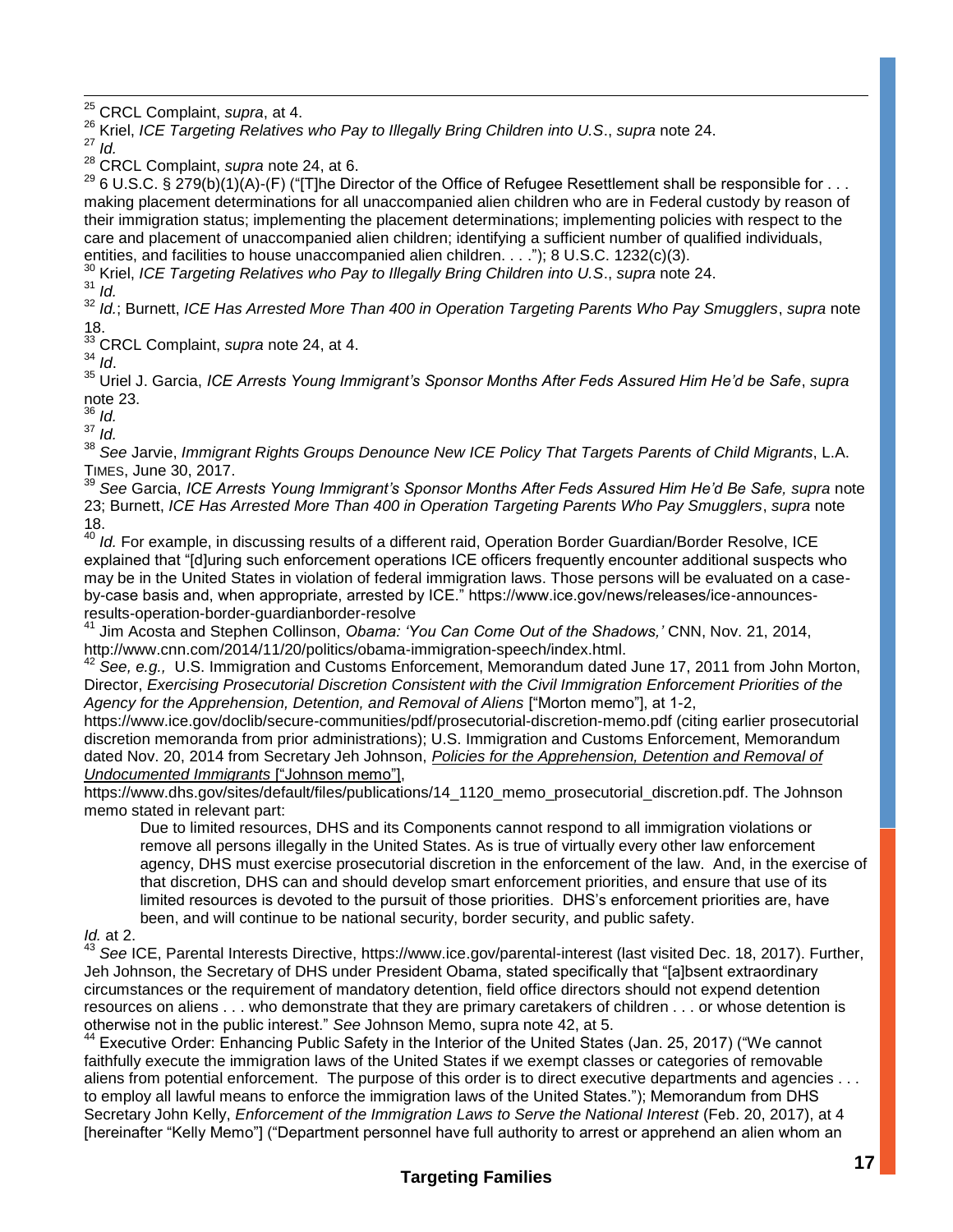[25] CRCL Complaint, *supra*, at 4.

[26] Kriel, *ICE Targeting Relatives who Pay to Illegally Bring Children into U.S*., *supra* note 24.

[27] *Id.*

[28] CRCL Complaint, *supra* note 24, at 6.

[29] 6 U.S.C. § 279(b)(1)(A)-(F) ("[T]he Director of the Office of Refugee Resettlement shall be responsible for . . . making placement determinations for all unaccompanied alien children who are in Federal custody by reason of their immigration status; implementing the placement determinations; implementing policies with respect to the care and placement of unaccompanied alien children; identifying a sufficient number of qualified individuals, entities, and facilities to house unaccompanied alien children. . . ."); 8 U.S.C. 1232(c)(3).

[30] Kriel, *ICE Targeting Relatives who Pay to Illegally Bring Children into U.S*., *supra* note 24.

[31] *Id.*

[32] *Id.*; Burnett, *ICE Has Arrested More Than 400 in Operation Targeting Parents Who Pay Smugglers*, *supra* note 18.

[33] CRCL Complaint, *supra* note 24, at 4.

[34] *Id*.

[35] Uriel J. Garcia, *ICE Arrests Young Immigrant's Sponsor Months After Feds Assured Him He'd be Safe*, *supra* note 23.

[36] *Id.*

[37] *Id.*

[38] *See* Jarvie, *Immigrant Rights Groups Denounce New ICE Policy That Targets Parents of Child Migrants*, L.A. TIMES, June 30, 2017.

[39] *See* Garcia, *ICE Arrests Young Immigrant's Sponsor Months After Feds Assured Him He'd Be Safe, supra* note 23; Burnett, *ICE Has Arrested More Than 400 in Operation Targeting Parents Who Pay Smugglers*, *supra* note 18.

[40] *Id.* For example, in discussing results of a different raid, Operation Border Guardian/Border Resolve, ICE explained that "[d]uring such enforcement operations ICE officers frequently encounter additional suspects who may be in the United States in violation of federal immigration laws. Those persons will be evaluated on a case-by-case basis and, when appropriate, arrested by ICE." https://www.ice.gov/news/releases/ice-announces-results-operation-border-guardianborder-resolve

[41] Jim Acosta and Stephen Collinson, *Obama: 'You Can Come Out of the Shadows,'* CNN, Nov. 21, 2014, http://www.cnn.com/2014/11/20/politics/obama-immigration-speech/index.html.

[42] *See, e.g.,* U.S. Immigration and Customs Enforcement, Memorandum dated June 17, 2011 from John Morton, Director, *Exercising Prosecutorial Discretion Consistent with the Civil Immigration Enforcement Priorities of the Agency for the Apprehension, Detention, and Removal of Aliens* ["Morton memo"], at 1-2, https://www.ice.gov/doclib/secure-communities/pdf/prosecutorial-discretion-memo.pdf (citing earlier prosecutorial discretion memoranda from prior administrations); U.S. Immigration and Customs Enforcement, Memorandum dated Nov. 20, 2014 from Secretary Jeh Johnson, *Policies for the Apprehension, Detention and Removal of Undocumented Immigrants* ["Johnson memo"], https://www.dhs.gov/sites/default/files/publications/14_1120_memo_prosecutorial_discretion.pdf. The Johnson memo stated in relevant part:

> Due to limited resources, DHS and its Components cannot respond to all immigration violations or remove all persons illegally in the United States. As is true of virtually every other law enforcement agency, DHS must exercise prosecutorial discretion in the enforcement of the law. And, in the exercise of that discretion, DHS can and should develop smart enforcement priorities, and ensure that use of its limited resources is devoted to the pursuit of those priorities. DHS's enforcement priorities are, have been, and will continue to be national security, border security, and public safety.

*Id.* at 2.

[43] *See* ICE, Parental Interests Directive, https://www.ice.gov/parental-interest (last visited Dec. 18, 2017). Further, Jeh Johnson, the Secretary of DHS under President Obama, stated specifically that "[a]bsent extraordinary circumstances or the requirement of mandatory detention, field office directors should not expend detention resources on aliens . . . who demonstrate that they are primary caretakers of children . . . or whose detention is otherwise not in the public interest." *See* Johnson Memo, supra note 42, at 5.

[44] Executive Order: Enhancing Public Safety in the Interior of the United States (Jan. 25, 2017) ("We cannot faithfully execute the immigration laws of the United States if we exempt classes or categories of removable aliens from potential enforcement. The purpose of this order is to direct executive departments and agencies . . . to employ all lawful means to enforce the immigration laws of the United States."); Memorandum from DHS Secretary John Kelly, *Enforcement of the Immigration Laws to Serve the National Interest* (Feb. 20, 2017), at 4 [hereinafter "Kelly Memo"] ("Department personnel have full authority to arrest or apprehend an alien whom an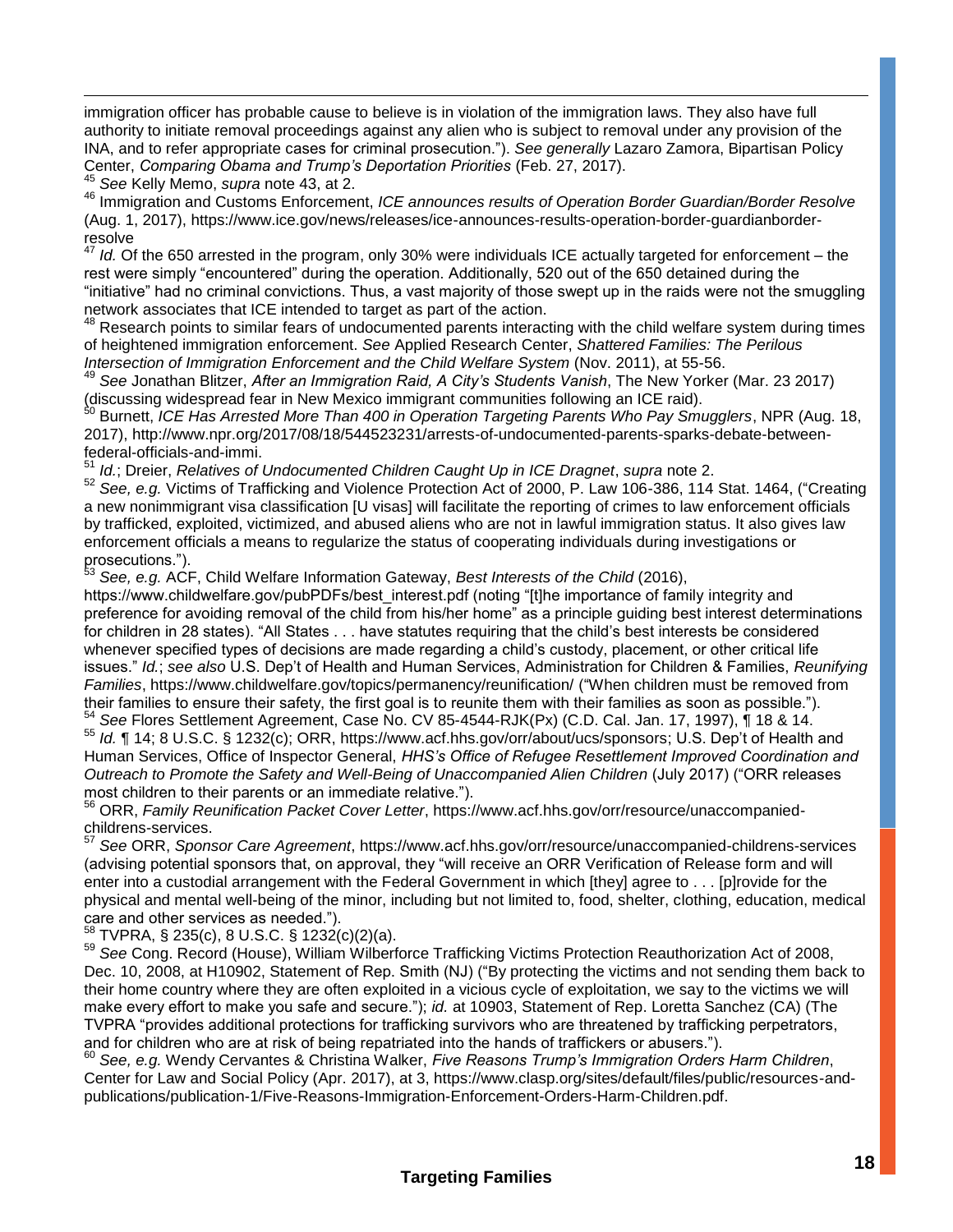immigration officer has probable cause to believe is in violation of the immigration laws. They also have full authority to initiate removal proceedings against any alien who is subject to removal under any provision of the INA, and to refer appropriate cases for criminal prosecution."). *See generally* Lazaro Zamora, Bipartisan Policy Center, *Comparing Obama and Trump's Deportation Priorities* (Feb. 27, 2017).

[45] *See* Kelly Memo, *supra* note 43, at 2.

[46] Immigration and Customs Enforcement, *ICE announces results of Operation Border Guardian/Border Resolve* (Aug. 1, 2017), https://www.ice.gov/news/releases/ice-announces-results-operation-border-guardianborder-resolve

[47] *Id.* Of the 650 arrested in the program, only 30% were individuals ICE actually targeted for enforcement – the rest were simply "encountered" during the operation. Additionally, 520 out of the 650 detained during the "initiative" had no criminal convictions. Thus, a vast majority of those swept up in the raids were not the smuggling network associates that ICE intended to target as part of the action.

[48] Research points to similar fears of undocumented parents interacting with the child welfare system during times of heightened immigration enforcement. *See* Applied Research Center, *Shattered Families: The Perilous Intersection of Immigration Enforcement and the Child Welfare System* (Nov. 2011), at 55-56.

[49] *See* Jonathan Blitzer, *After an Immigration Raid, A City's Students Vanish*, The New Yorker (Mar. 23 2017) (discussing widespread fear in New Mexico immigrant communities following an ICE raid).

[50] Burnett, *ICE Has Arrested More Than 400 in Operation Targeting Parents Who Pay Smugglers*, NPR (Aug. 18, 2017), http://www.npr.org/2017/08/18/544523231/arrests-of-undocumented-parents-sparks-debate-between-federal-officials-and-immi.

[51] *Id.*; Dreier, *Relatives of Undocumented Children Caught Up in ICE Dragnet*, *supra* note 2.

[52] *See, e.g.* Victims of Trafficking and Violence Protection Act of 2000, P. Law 106-386, 114 Stat. 1464, ("Creating a new nonimmigrant visa classification [U visas] will facilitate the reporting of crimes to law enforcement officials by trafficked, exploited, victimized, and abused aliens who are not in lawful immigration status. It also gives law enforcement officials a means to regularize the status of cooperating individuals during investigations or prosecutions.").

[53] *See, e.g.* ACF, Child Welfare Information Gateway, *Best Interests of the Child* (2016), https://www.childwelfare.gov/pubPDFs/best_interest.pdf (noting "[t]he importance of family integrity and preference for avoiding removal of the child from his/her home" as a principle guiding best interest determinations for children in 28 states). "All States . . . have statutes requiring that the child's best interests be considered whenever specified types of decisions are made regarding a child's custody, placement, or other critical life issues." *Id.*; *see also* U.S. Dep't of Health and Human Services, Administration for Children & Families, *Reunifying Families*, https://www.childwelfare.gov/topics/permanency/reunification/ ("When children must be removed from their families to ensure their safety, the first goal is to reunite them with their families as soon as possible.").

[54] *See* Flores Settlement Agreement, Case No. CV 85-4544-RJK(Px) (C.D. Cal. Jan. 17, 1997), ¶ 18 & 14.

[55] *Id.* ¶ 14; 8 U.S.C. § 1232(c); ORR, https://www.acf.hhs.gov/orr/about/ucs/sponsors; U.S. Dep't of Health and Human Services, Office of Inspector General, *HHS's Office of Refugee Resettlement Improved Coordination and Outreach to Promote the Safety and Well-Being of Unaccompanied Alien Children* (July 2017) ("ORR releases most children to their parents or an immediate relative.").

[56] ORR, *Family Reunification Packet Cover Letter*, https://www.acf.hhs.gov/orr/resource/unaccompanied-childrens-services.

[57] *See* ORR, *Sponsor Care Agreement*, https://www.acf.hhs.gov/orr/resource/unaccompanied-childrens-services (advising potential sponsors that, on approval, they "will receive an ORR Verification of Release form and will enter into a custodial arrangement with the Federal Government in which [they] agree to . . . [p]rovide for the physical and mental well-being of the minor, including but not limited to, food, shelter, clothing, education, medical care and other services as needed.").

[58] TVPRA, § 235(c), 8 U.S.C. § 1232(c)(2)(a).

[59] *See* Cong. Record (House), William Wilberforce Trafficking Victims Protection Reauthorization Act of 2008, Dec. 10, 2008, at H10902, Statement of Rep. Smith (NJ) ("By protecting the victims and not sending them back to their home country where they are often exploited in a vicious cycle of exploitation, we say to the victims we will make every effort to make you safe and secure."); *id.* at 10903, Statement of Rep. Loretta Sanchez (CA) (The TVPRA "provides additional protections for trafficking survivors who are threatened by trafficking perpetrators, and for children who are at risk of being repatriated into the hands of traffickers or abusers.").

[60] *See, e.g.* Wendy Cervantes & Christina Walker, *Five Reasons Trump's Immigration Orders Harm Children*, Center for Law and Social Policy (Apr. 2017), at 3, https://www.clasp.org/sites/default/files/public/resources-and-publications/publication-1/Five-Reasons-Immigration-Enforcement-Orders-Harm-Children.pdf.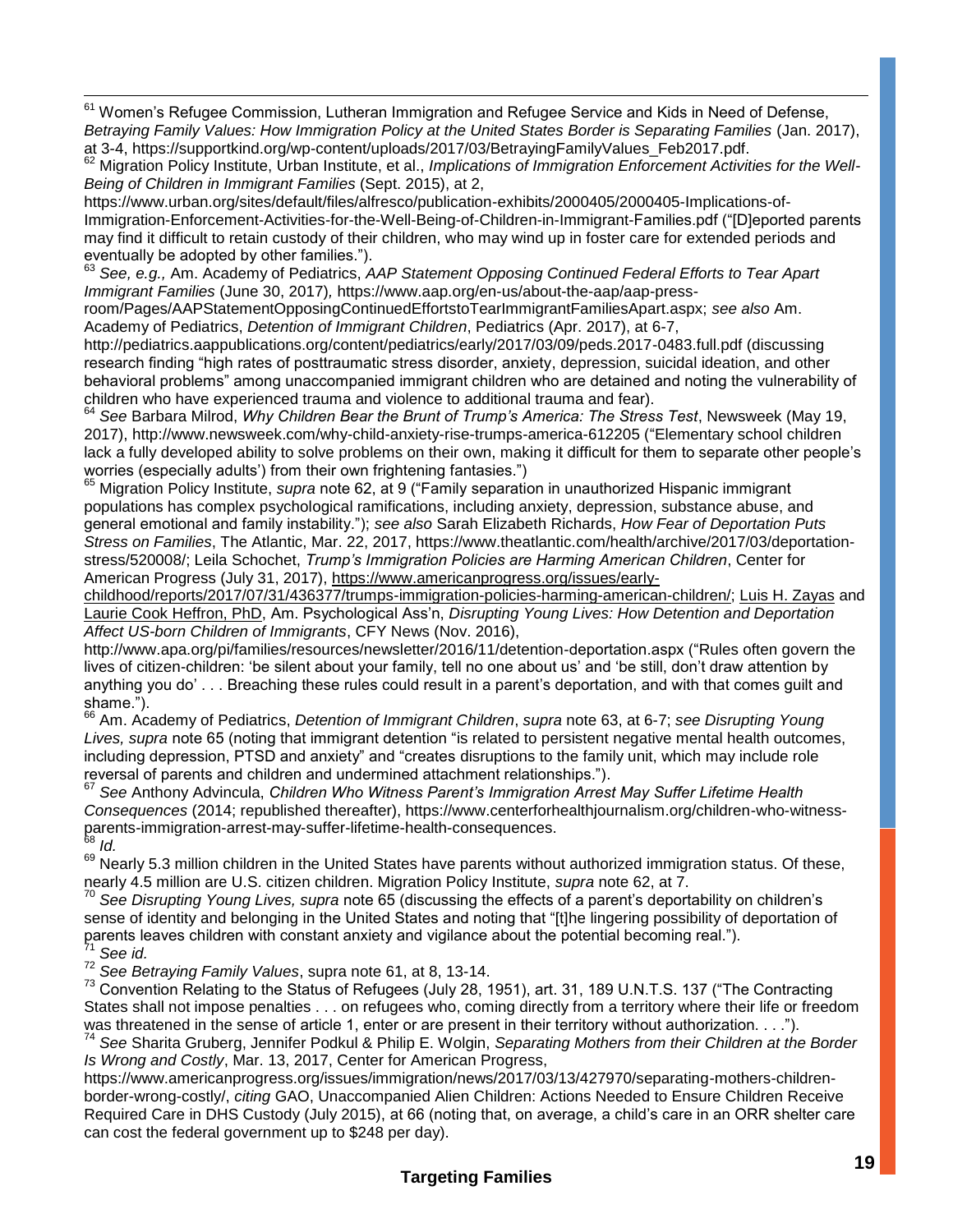[61] Women's Refugee Commission, Lutheran Immigration and Refugee Service and Kids in Need of Defense, *Betraying Family Values: How Immigration Policy at the United States Border is Separating Families* (Jan. 2017), at 3-4, https://supportkind.org/wp-content/uploads/2017/03/BetrayingFamilyValues_Feb2017.pdf.

[62] Migration Policy Institute, Urban Institute, et al., *Implications of Immigration Enforcement Activities for the Well-Being of Children in Immigrant Families* (Sept. 2015), at 2, https://www.urban.org/sites/default/files/alfresco/publication-exhibits/2000405/2000405-Implications-of-Immigration-Enforcement-Activities-for-the-Well-Being-of-Children-in-Immigrant-Families.pdf ("[D]eported parents may find it difficult to retain custody of their children, who may wind up in foster care for extended periods and eventually be adopted by other families.").

[63] *See, e.g.,* Am. Academy of Pediatrics, *AAP Statement Opposing Continued Federal Efforts to Tear Apart Immigrant Families* (June 30, 2017), https://www.aap.org/en-us/about-the-aap/aap-press-room/Pages/AAPStatementOpposingContinuedEffortstoTearImmigrantFamiliesApart.aspx; *see also* Am. Academy of Pediatrics, *Detention of Immigrant Children*, Pediatrics (Apr. 2017), at 6-7, http://pediatrics.aappublications.org/content/pediatrics/early/2017/03/09/peds.2017-0483.full.pdf (discussing research finding "high rates of posttraumatic stress disorder, anxiety, depression, suicidal ideation, and other behavioral problems" among unaccompanied immigrant children who are detained and noting the vulnerability of children who have experienced trauma and violence to additional trauma and fear).

[64] *See* Barbara Milrod, *Why Children Bear the Brunt of Trump's America: The Stress Test*, Newsweek (May 19, 2017), http://www.newsweek.com/why-child-anxiety-rise-trumps-america-612205 ("Elementary school children lack a fully developed ability to solve problems on their own, making it difficult for them to separate other people's worries (especially adults') from their own frightening fantasies.")

[65] Migration Policy Institute, *supra* note 62, at 9 ("Family separation in unauthorized Hispanic immigrant populations has complex psychological ramifications, including anxiety, depression, substance abuse, and general emotional and family instability."); *see also* Sarah Elizabeth Richards, *How Fear of Deportation Puts Stress on Families*, The Atlantic, Mar. 22, 2017, https://www.theatlantic.com/health/archive/2017/03/deportation-stress/520008/; Leila Schochet, *Trump's Immigration Policies are Harming American Children*, Center for American Progress (July 31, 2017), https://www.americanprogress.org/issues/early-childhood/reports/2017/07/31/436377/trumps-immigration-policies-harming-american-children/; Luis H. Zayas and Laurie Cook Heffron, PhD, Am. Psychological Ass'n, *Disrupting Young Lives: How Detention and Deportation Affect US-born Children of Immigrants*, CFY News (Nov. 2016), http://www.apa.org/pi/families/resources/newsletter/2016/11/detention-deportation.aspx ("Rules often govern the lives of citizen-children: 'be silent about your family, tell no one about us' and 'be still, don't draw attention by anything you do' . . . Breaching these rules could result in a parent's deportation, and with that comes guilt and shame.").

[66] Am. Academy of Pediatrics, *Detention of Immigrant Children*, *supra* note 63, at 6-7; *see Disrupting Young Lives, supra* note 65 (noting that immigrant detention "is related to persistent negative mental health outcomes, including depression, PTSD and anxiety" and "creates disruptions to the family unit, which may include role reversal of parents and children and undermined attachment relationships.").

[67] *See* Anthony Advincula, *Children Who Witness Parent's Immigration Arrest May Suffer Lifetime Health Consequences* (2014; republished thereafter), https://www.centerforhealthjournalism.org/children-who-witness-parents-immigration-arrest-may-suffer-lifetime-health-consequences.

[68] *Id.*

[69] Nearly 5.3 million children in the United States have parents without authorized immigration status. Of these, nearly 4.5 million are U.S. citizen children. Migration Policy Institute, *supra* note 62, at 7.

[70] *See Disrupting Young Lives, supra* note 65 (discussing the effects of a parent's deportability on children's sense of identity and belonging in the United States and noting that "[t]he lingering possibility of deportation of parents leaves children with constant anxiety and vigilance about the potential becoming real.").

[71] *See id.*

[72] *See Betraying Family Values*, supra note 61, at 8, 13-14.

[73] Convention Relating to the Status of Refugees (July 28, 1951), art. 31, 189 U.N.T.S. 137 ("The Contracting States shall not impose penalties . . . on refugees who, coming directly from a territory where their life or freedom was threatened in the sense of article 1, enter or are present in their territory without authorization. . . .").

[74] *See* Sharita Gruberg, Jennifer Podkul & Philip E. Wolgin, *Separating Mothers from their Children at the Border Is Wrong and Costly*, Mar. 13, 2017, Center for American Progress, https://www.americanprogress.org/issues/immigration/news/2017/03/13/427970/separating-mothers-children-border-wrong-costly/, *citing* GAO, Unaccompanied Alien Children: Actions Needed to Ensure Children Receive Required Care in DHS Custody (July 2015), at 66 (noting that, on average, a child's care in an ORR shelter care can cost the federal government up to $248 per day).